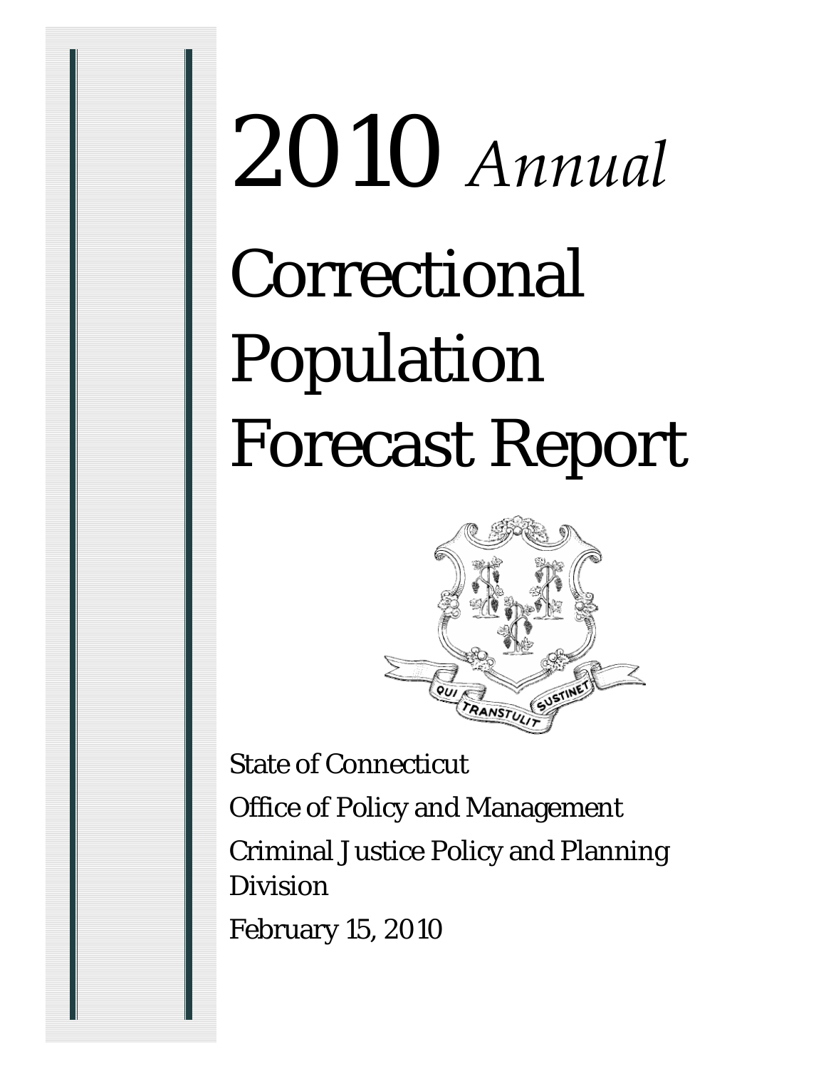# 2010 *Annual*

# Correctional Population Forecast Report

State of Connecticut

Office of Policy and Management

Criminal Justice Policy and Planning Division

February 15, 2010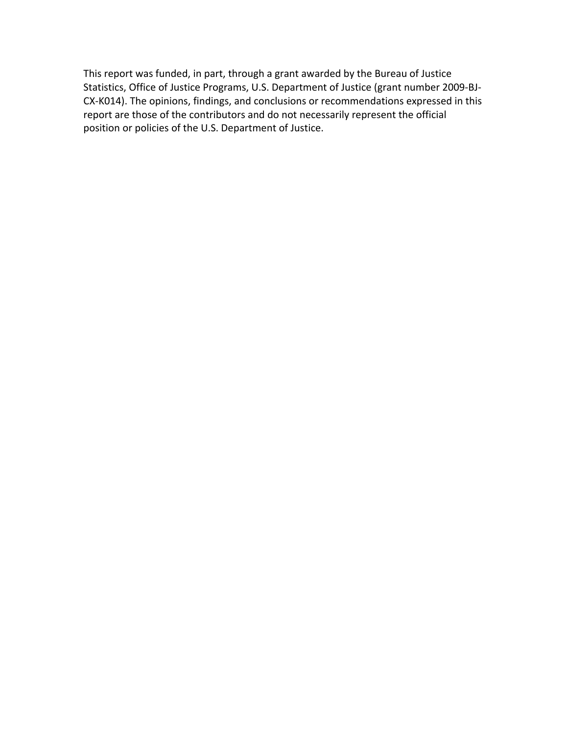This report was funded, in part, through a grant awarded by the Bureau of Justice Statistics, Office of Justice Programs, U.S. Department of Justice (grant number 2009-BJ-CX-K014). The opinions, findings, and conclusions or recommendations expressed in this report are those of the contributors and do not necessarily represent the official position or policies of the U.S. Department of Justice.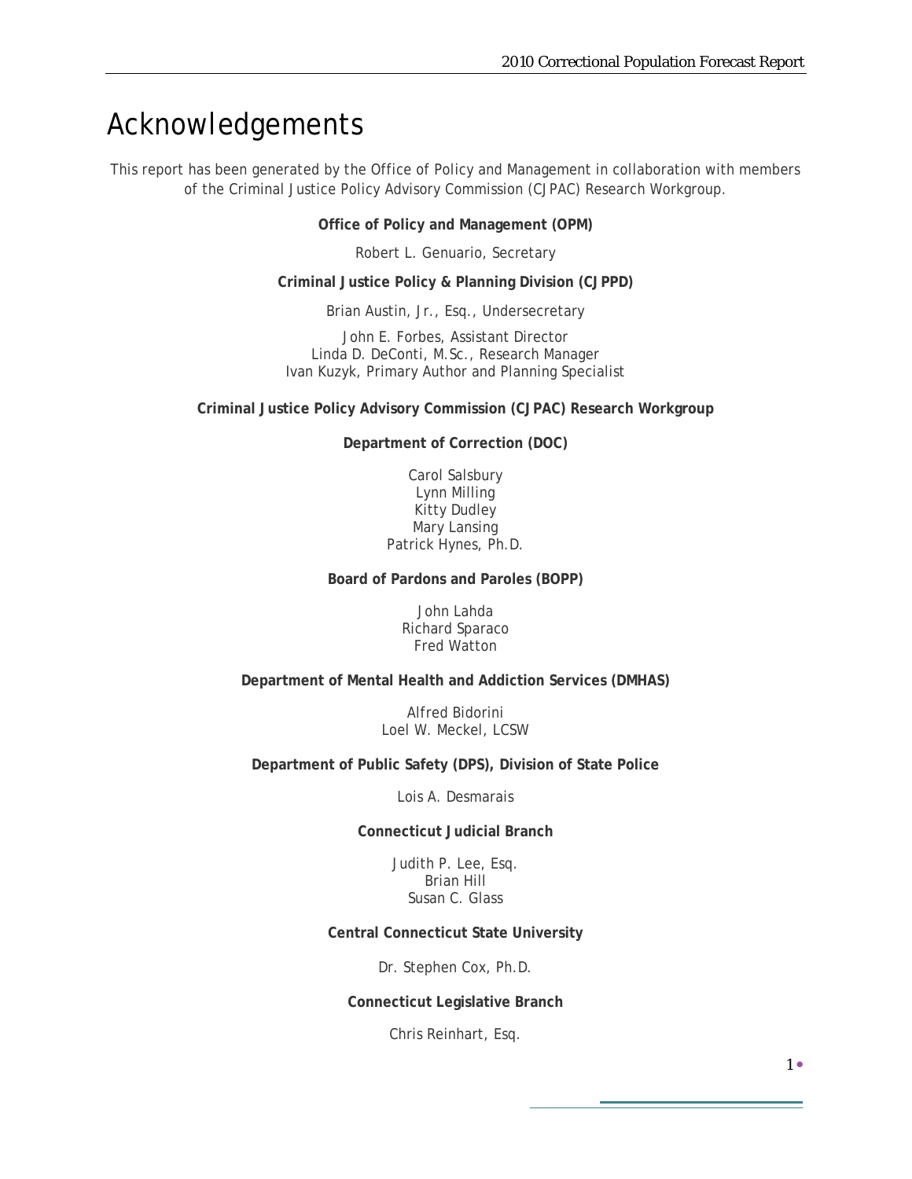# Acknowledgements

*This report has been generated by the Office of Policy and Management in collaboration with members of the Criminal Justice Policy Advisory Commission (CJPAC) Research Workgroup.*

**Office of Policy and Management (OPM)**

Robert L. Genuario, Secretary

**Criminal Justice Policy & Planning Division (CJPPD)**

Brian Austin, Jr., Esq., Undersecretary

John E. Forbes, Assistant Director
Linda D. DeConti, M.Sc., Research Manager
Ivan Kuzyk, Primary Author and Planning Specialist

**Criminal Justice Policy Advisory Commission (CJPAC) Research Workgroup**

**Department of Correction (DOC)**

Carol Salsbury
Lynn Milling
Kitty Dudley
Mary Lansing
Patrick Hynes, Ph.D.

**Board of Pardons and Paroles (BOPP)**

John Lahda
Richard Sparaco
Fred Watton

**Department of Mental Health and Addiction Services (DMHAS)**

Alfred Bidorini
Loel W. Meckel, LCSW

**Department of Public Safety (DPS), Division of State Police**

Lois A. Desmarais

**Connecticut Judicial Branch**

Judith P. Lee, Esq.
Brian Hill
Susan C. Glass

**Central Connecticut State University**

Dr. Stephen Cox, Ph.D.

**Connecticut Legislative Branch**

Chris Reinhart, Esq.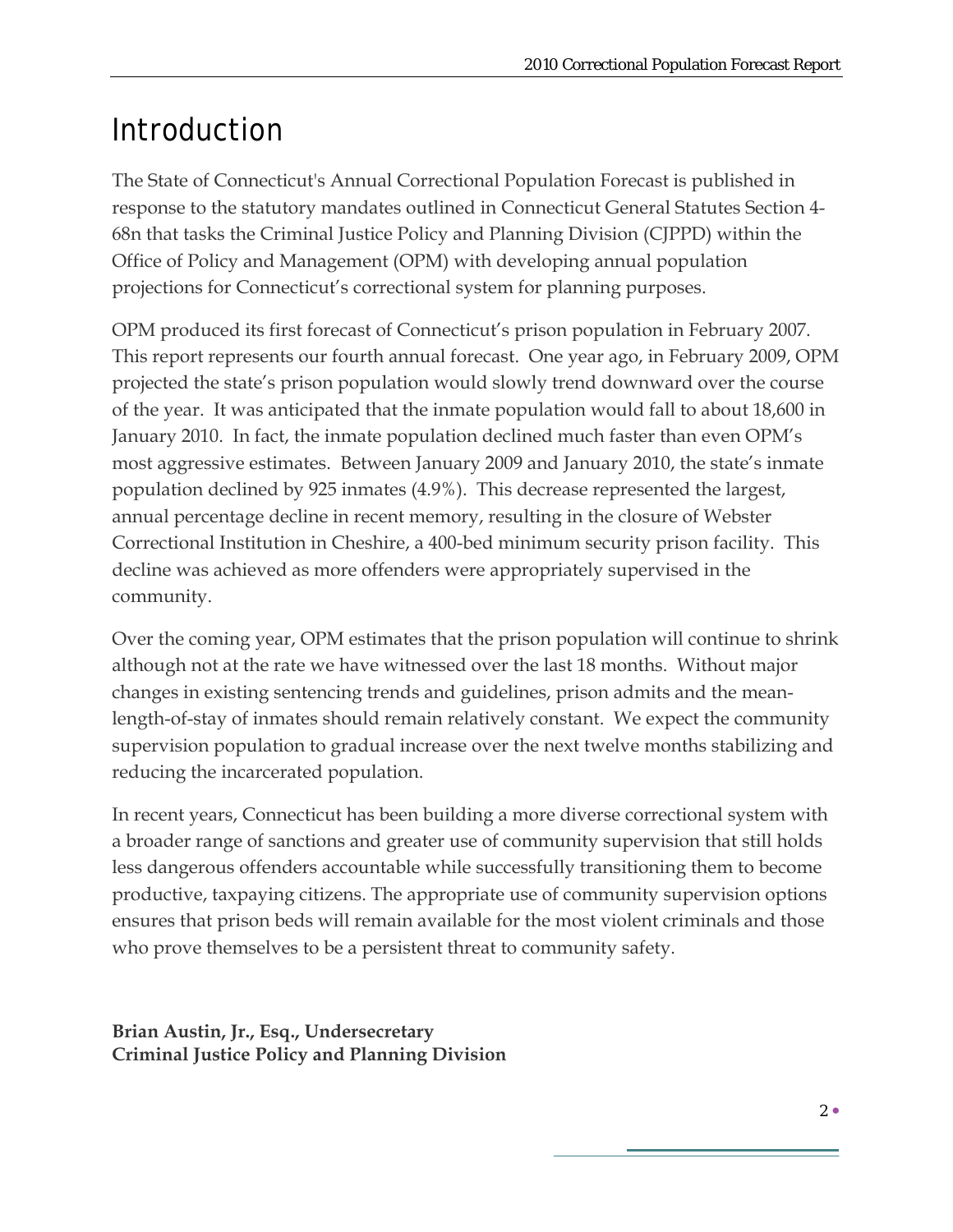# Introduction

The State of Connecticut's Annual Correctional Population Forecast is published in response to the statutory mandates outlined in Connecticut General Statutes Section 4-68n that tasks the Criminal Justice Policy and Planning Division (CJPPD) within the Office of Policy and Management (OPM) with developing annual population projections for Connecticut's correctional system for planning purposes.

OPM produced its first forecast of Connecticut's prison population in February 2007. This report represents our fourth annual forecast. One year ago, in February 2009, OPM projected the state's prison population would slowly trend downward over the course of the year. It was anticipated that the inmate population would fall to about 18,600 in January 2010. In fact, the inmate population declined much faster than even OPM's most aggressive estimates. Between January 2009 and January 2010, the state's inmate population declined by 925 inmates (4.9%). This decrease represented the largest, annual percentage decline in recent memory, resulting in the closure of Webster Correctional Institution in Cheshire, a 400-bed minimum security prison facility. This decline was achieved as more offenders were appropriately supervised in the community.

Over the coming year, OPM estimates that the prison population will continue to shrink although not at the rate we have witnessed over the last 18 months. Without major changes in existing sentencing trends and guidelines, prison admits and the mean-length-of-stay of inmates should remain relatively constant. We expect the community supervision population to gradual increase over the next twelve months stabilizing and reducing the incarcerated population.

In recent years, Connecticut has been building a more diverse correctional system with a broader range of sanctions and greater use of community supervision that still holds less dangerous offenders accountable while successfully transitioning them to become productive, taxpaying citizens. The appropriate use of community supervision options ensures that prison beds will remain available for the most violent criminals and those who prove themselves to be a persistent threat to community safety.

**Brian Austin, Jr., Esq., Undersecretary**
**Criminal Justice Policy and Planning Division**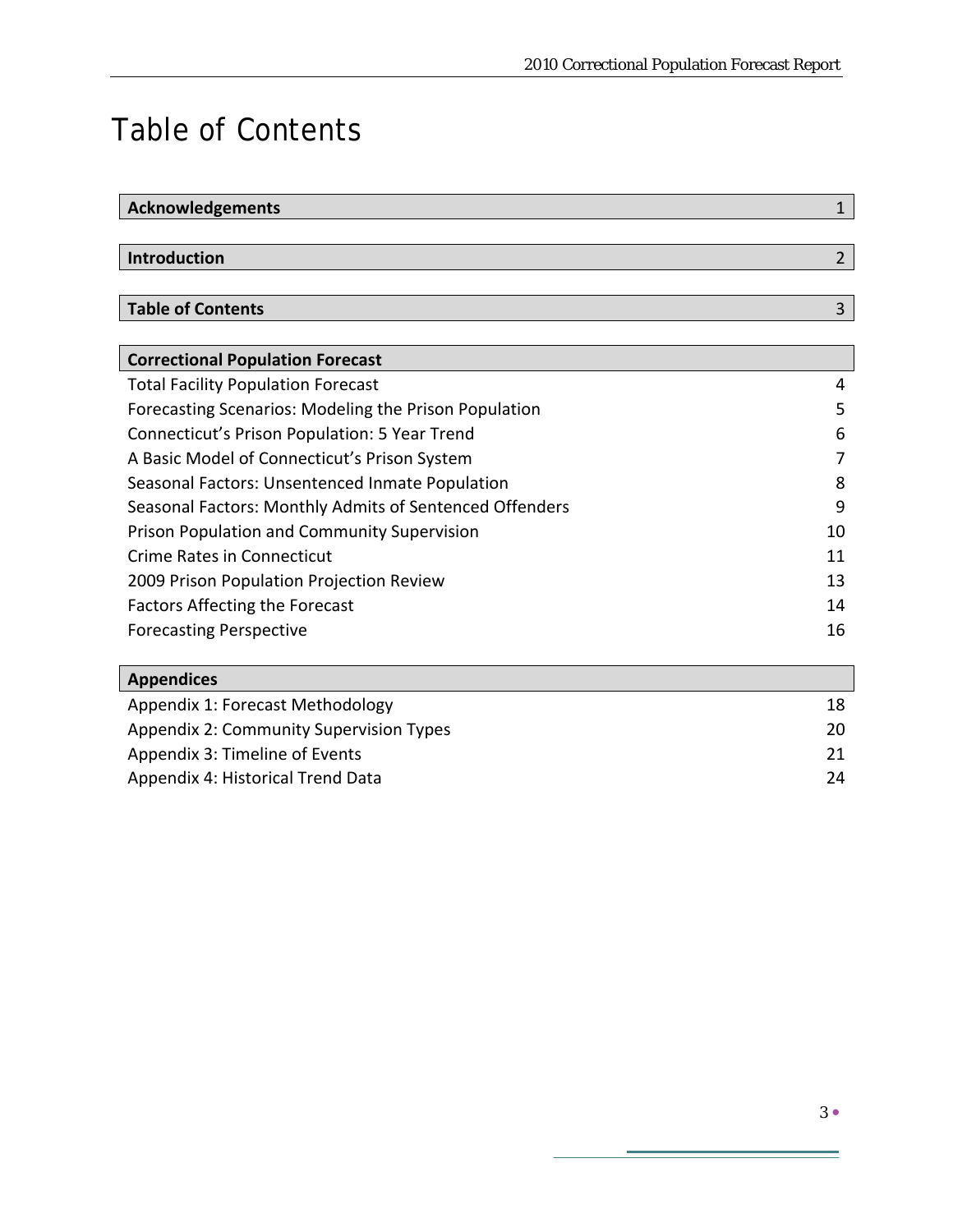# Table of Contents

| | |
|---|---|
| **Acknowledgements** | 1 |
| **Introduction** | 2 |
| **Table of Contents** | 3 |

| **Correctional Population Forecast** | |
|---|---|
| Total Facility Population Forecast | 4 |
| Forecasting Scenarios: Modeling the Prison Population | 5 |
| Connecticut's Prison Population: 5 Year Trend | 6 |
| A Basic Model of Connecticut's Prison System | 7 |
| Seasonal Factors: Unsentenced Inmate Population | 8 |
| Seasonal Factors: Monthly Admits of Sentenced Offenders | 9 |
| Prison Population and Community Supervision | 10 |
| Crime Rates in Connecticut | 11 |
| 2009 Prison Population Projection Review | 13 |
| Factors Affecting the Forecast | 14 |
| Forecasting Perspective | 16 |

| **Appendices** | |
|---|---|
| Appendix 1: Forecast Methodology | 18 |
| Appendix 2: Community Supervision Types | 20 |
| Appendix 3: Timeline of Events | 21 |
| Appendix 4: Historical Trend Data | 24 |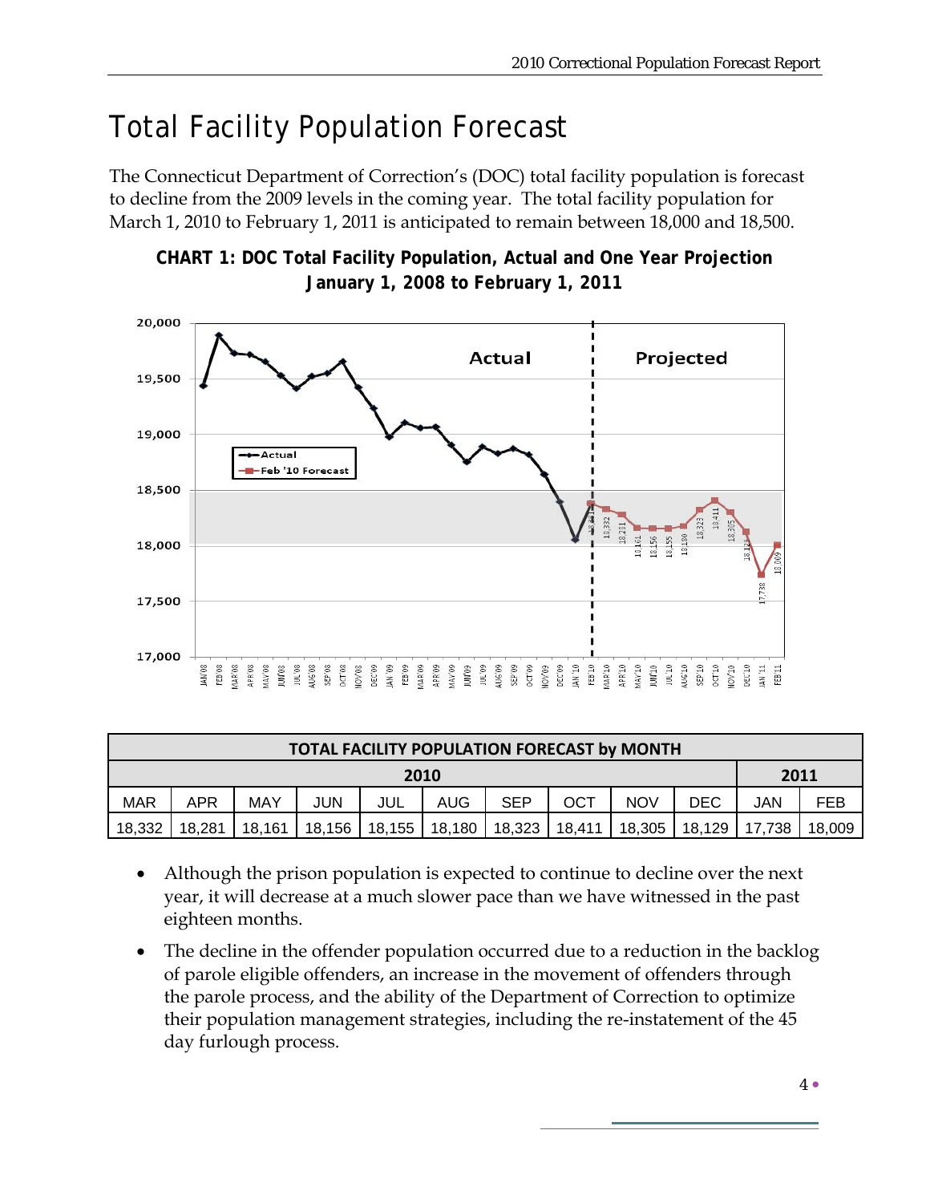# Total Facility Population Forecast

The Connecticut Department of Correction's (DOC) total facility population is forecast to decline from the 2009 levels in the coming year. The total facility population for March 1, 2010 to February 1, 2011 is anticipated to remain between 18,000 and 18,500.

**CHART 1: DOC Total Facility Population, Actual and One Year Projection January 1, 2008 to February 1, 2011**

| TOTAL FACILITY POPULATION FORECAST by MONTH | | | | | | | | | | | |
|---|---|---|---|---|---|---|---|---|---|---|---|
| 2010 | | | | | | | | | | 2011 | |
| MAR | APR | MAY | JUN | JUL | AUG | SEP | OCT | NOV | DEC | JAN | FEB |
| 18,332 | 18,281 | 18,161 | 18,156 | 18,155 | 18,180 | 18,323 | 18,411 | 18,305 | 18,129 | 17,738 | 18,009 |

- Although the prison population is expected to continue to decline over the next year, it will decrease at a much slower pace than we have witnessed in the past eighteen months.
- The decline in the offender population occurred due to a reduction in the backlog of parole eligible offenders, an increase in the movement of offenders through the parole process, and the ability of the Department of Correction to optimize their population management strategies, including the re-instatement of the 45 day furlough process.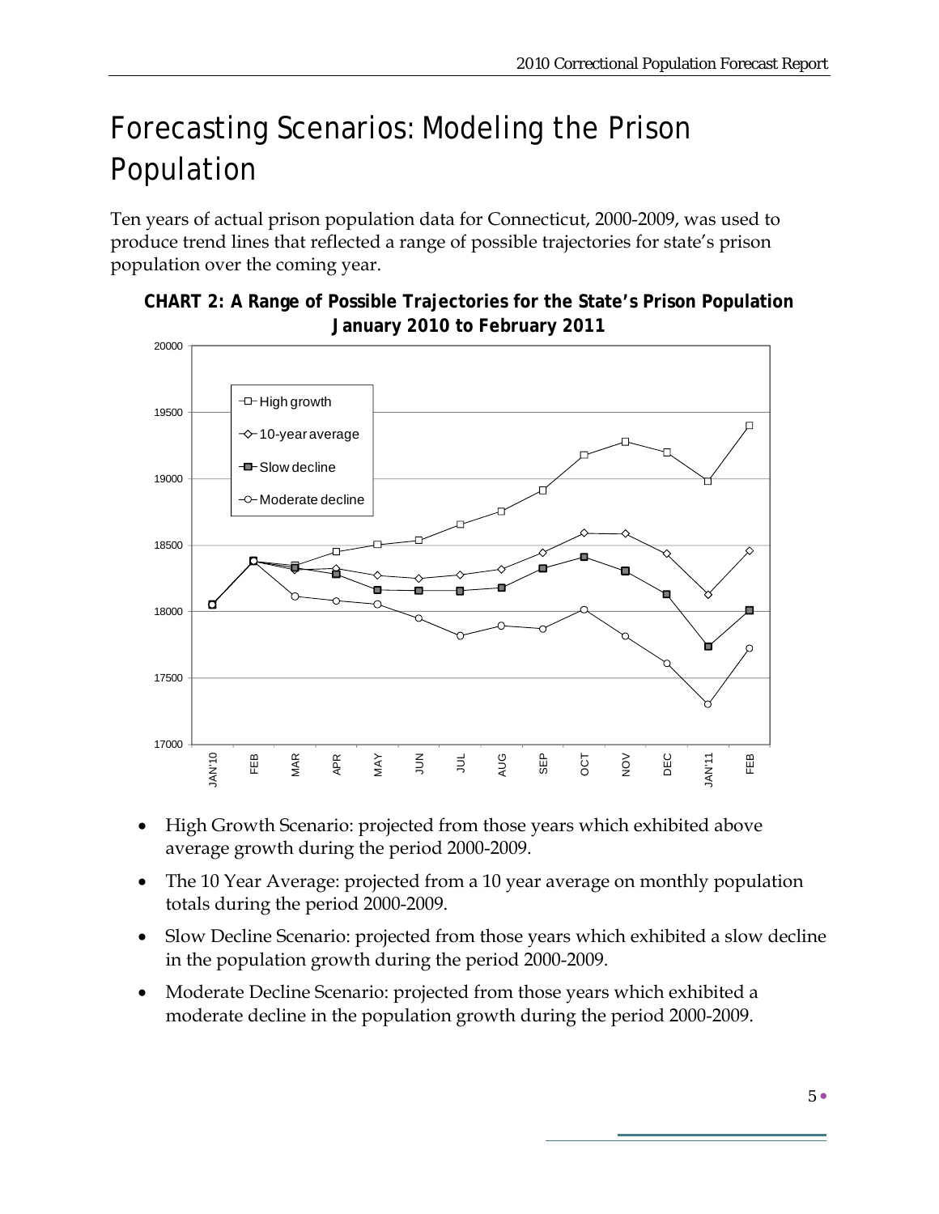# Forecasting Scenarios: Modeling the Prison Population

Ten years of actual prison population data for Connecticut, 2000-2009, was used to produce trend lines that reflected a range of possible trajectories for state's prison population over the coming year.

**CHART 2: A Range of Possible Trajectories for the State's Prison Population January 2010 to February 2011**

- High Growth Scenario: projected from those years which exhibited above average growth during the period 2000-2009.
- The 10 Year Average: projected from a 10 year average on monthly population totals during the period 2000-2009.
- Slow Decline Scenario: projected from those years which exhibited a slow decline in the population growth during the period 2000-2009.
- Moderate Decline Scenario: projected from those years which exhibited a moderate decline in the population growth during the period 2000-2009.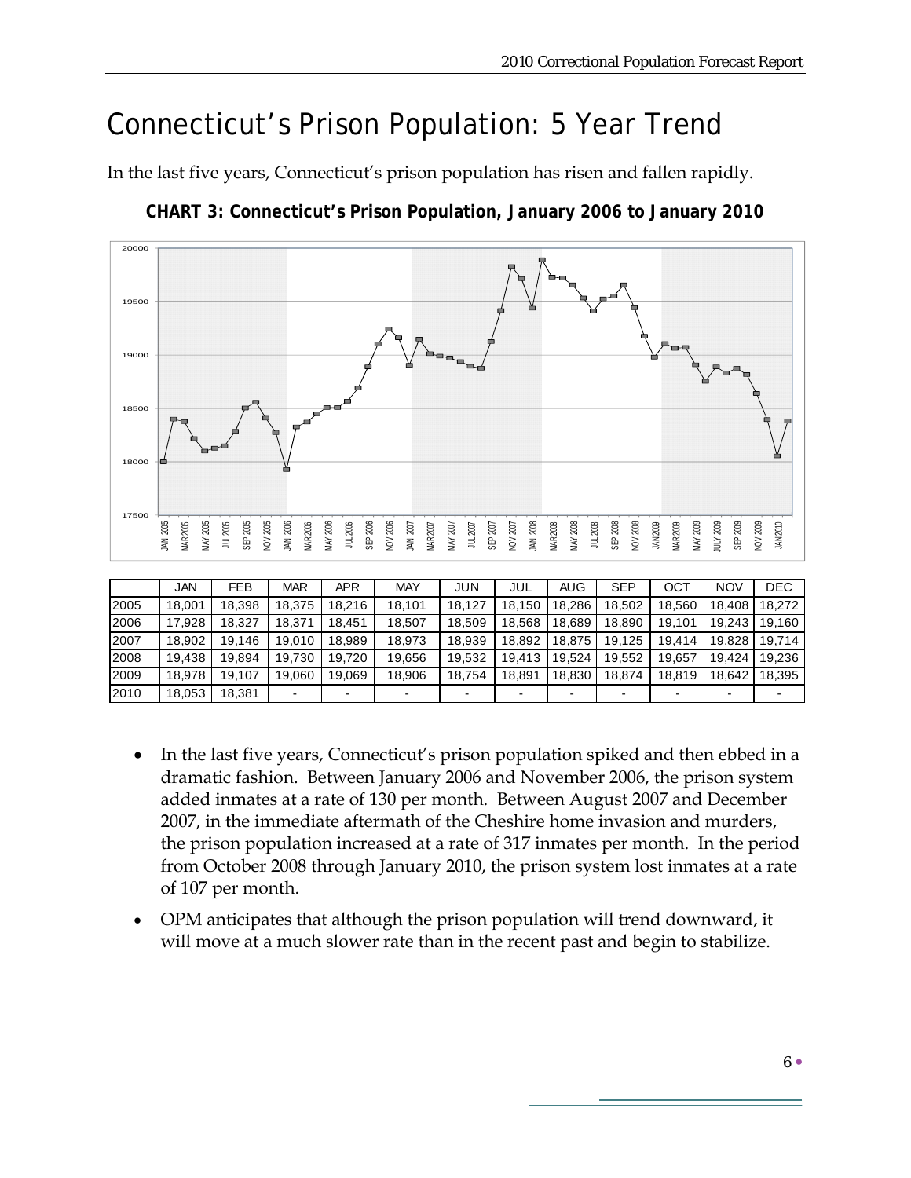# Connecticut's Prison Population: 5 Year Trend

In the last five years, Connecticut's prison population has risen and fallen rapidly.

**CHART 3: Connecticut's Prison Population, January 2006 to January 2010**

| | JAN | FEB | MAR | APR | MAY | JUN | JUL | AUG | SEP | OCT | NOV | DEC |
|---|---|---|---|---|---|---|---|---|---|---|---|---|
| 2005 | 18,001 | 18,398 | 18,375 | 18,216 | 18,101 | 18,127 | 18,150 | 18,286 | 18,502 | 18,560 | 18,408 | 18,272 |
| 2006 | 17,928 | 18,327 | 18,371 | 18,451 | 18,507 | 18,509 | 18,568 | 18,689 | 18,890 | 19,101 | 19,243 | 19,160 |
| 2007 | 18,902 | 19,146 | 19,010 | 18,989 | 18,973 | 18,939 | 18,892 | 18,875 | 19,125 | 19,414 | 19,828 | 19,714 |
| 2008 | 19,438 | 19,894 | 19,730 | 19,720 | 19,656 | 19,532 | 19,413 | 19,524 | 19,552 | 19,657 | 19,424 | 19,236 |
| 2009 | 18,978 | 19,107 | 19,060 | 19,069 | 18,906 | 18,754 | 18,891 | 18,830 | 18,874 | 18,819 | 18,642 | 18,395 |
| 2010 | 18,053 | 18,381 | - | - | - | - | - | - | - | - | - | - |

- In the last five years, Connecticut's prison population spiked and then ebbed in a dramatic fashion. Between January 2006 and November 2006, the prison system added inmates at a rate of 130 per month. Between August 2007 and December 2007, in the immediate aftermath of the Cheshire home invasion and murders, the prison population increased at a rate of 317 inmates per month. In the period from October 2008 through January 2010, the prison system lost inmates at a rate of 107 per month.
- OPM anticipates that although the prison population will trend downward, it will move at a much slower rate than in the recent past and begin to stabilize.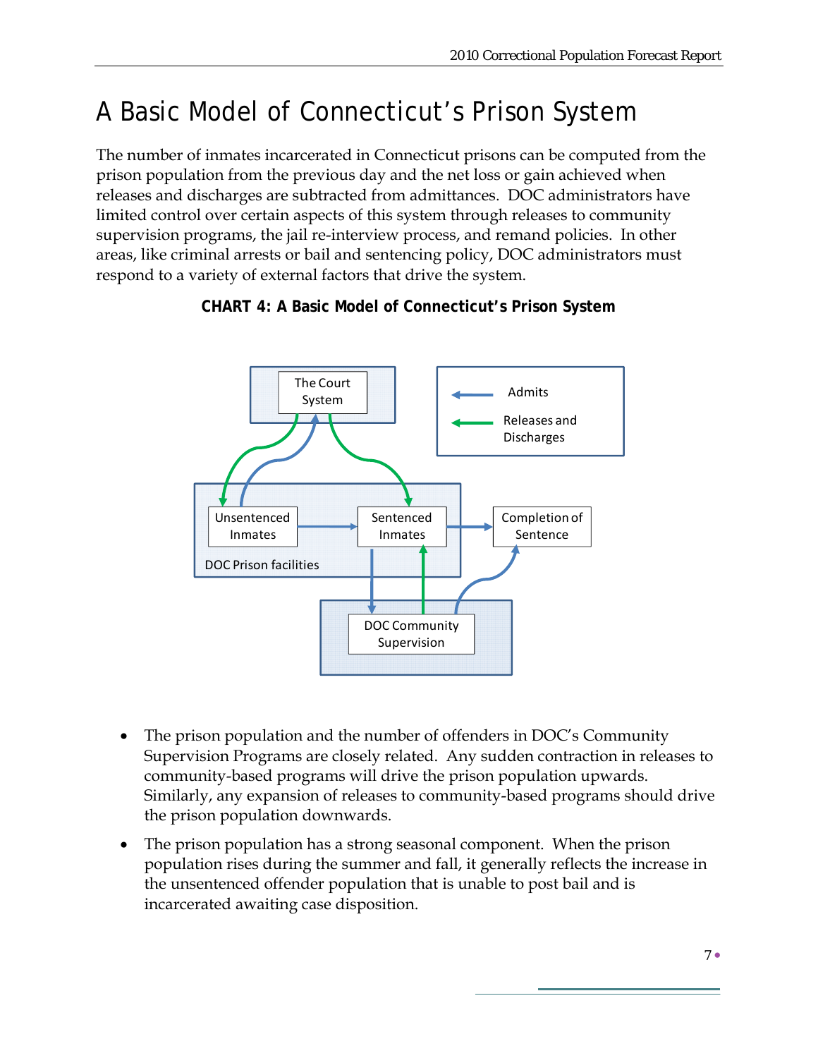# A Basic Model of Connecticut's Prison System

The number of inmates incarcerated in Connecticut prisons can be computed from the prison population from the previous day and the net loss or gain achieved when releases and discharges are subtracted from admittances. DOC administrators have limited control over certain aspects of this system through releases to community supervision programs, the jail re-interview process, and remand policies. In other areas, like criminal arrests or bail and sentencing policy, DOC administrators must respond to a variety of external factors that drive the system.

**CHART 4: A Basic Model of Connecticut's Prison System**

- The prison population and the number of offenders in DOC's Community Supervision Programs are closely related. Any sudden contraction in releases to community-based programs will drive the prison population upwards. Similarly, any expansion of releases to community-based programs should drive the prison population downwards.
- The prison population has a strong seasonal component. When the prison population rises during the summer and fall, it generally reflects the increase in the unsentenced offender population that is unable to post bail and is incarcerated awaiting case disposition.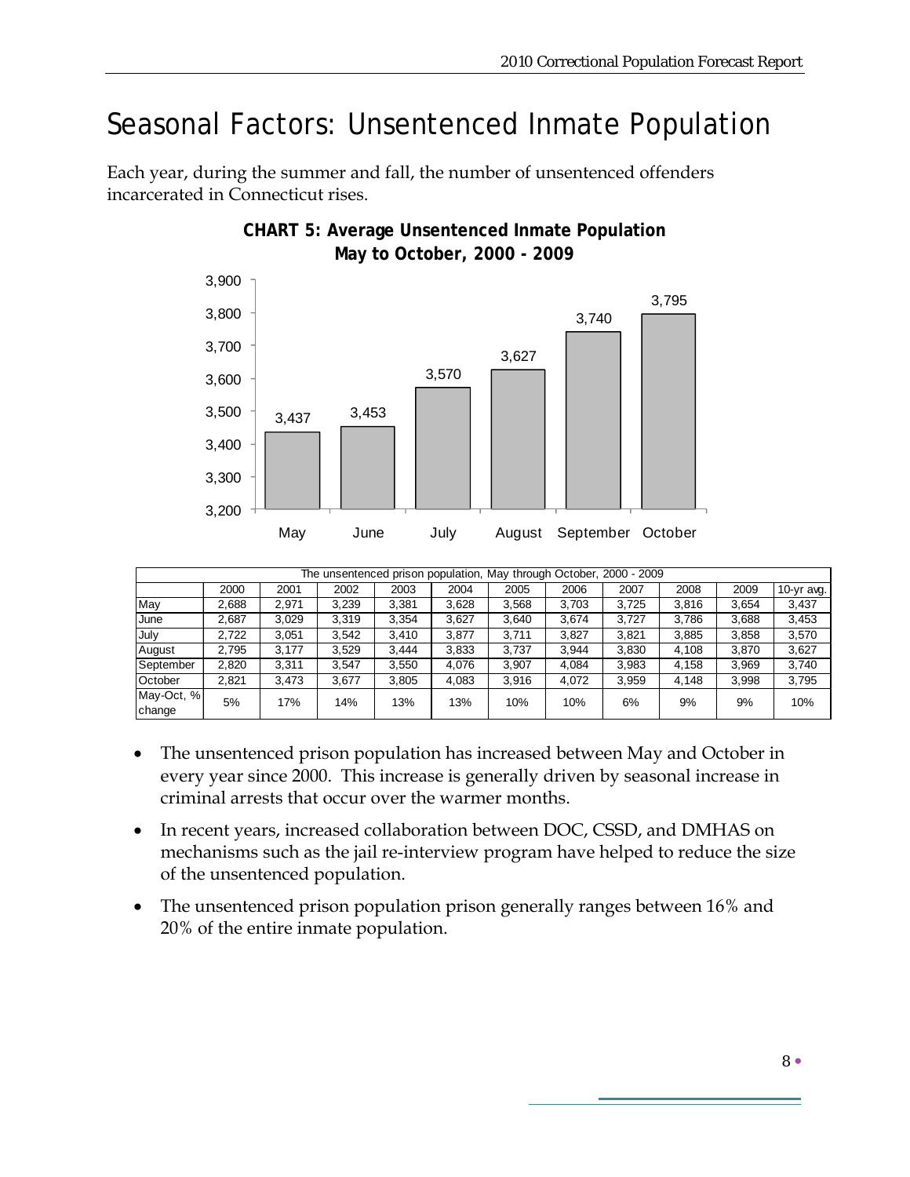# Seasonal Factors: Unsentenced Inmate Population

Each year, during the summer and fall, the number of unsentenced offenders incarcerated in Connecticut rises.

**CHART 5: Average Unsentenced Inmate Population May to October, 2000 - 2009**

| Month | Average |
|---|---|
| May | 3,437 |
| June | 3,453 |
| July | 3,570 |
| August | 3,627 |
| September | 3,740 |
| October | 3,795 |

| The unsentenced prison population, May through October, 2000 - 2009 | | | | | | | | | | | |
|---|---|---|---|---|---|---|---|---|---|---|---|
| | 2000 | 2001 | 2002 | 2003 | 2004 | 2005 | 2006 | 2007 | 2008 | 2009 | 10-yr avg. |
| May | 2,688 | 2,971 | 3,239 | 3,381 | 3,628 | 3,568 | 3,703 | 3,725 | 3,816 | 3,654 | 3,437 |
| June | 2,687 | 3,029 | 3,319 | 3,354 | 3,627 | 3,640 | 3,674 | 3,727 | 3,786 | 3,688 | 3,453 |
| July | 2,722 | 3,051 | 3,542 | 3,410 | 3,877 | 3,711 | 3,827 | 3,821 | 3,885 | 3,858 | 3,570 |
| August | 2,795 | 3,177 | 3,529 | 3,444 | 3,833 | 3,737 | 3,944 | 3,830 | 4,108 | 3,870 | 3,627 |
| September | 2,820 | 3,311 | 3,547 | 3,550 | 4,076 | 3,907 | 4,084 | 3,983 | 4,158 | 3,969 | 3,740 |
| October | 2,821 | 3,473 | 3,677 | 3,805 | 4,083 | 3,916 | 4,072 | 3,959 | 4,148 | 3,998 | 3,795 |
| May-Oct, % change | 5% | 17% | 14% | 13% | 13% | 10% | 10% | 6% | 9% | 9% | 10% |

- The unsentenced prison population has increased between May and October in every year since 2000. This increase is generally driven by seasonal increase in criminal arrests that occur over the warmer months.
- In recent years, increased collaboration between DOC, CSSD, and DMHAS on mechanisms such as the jail re-interview program have helped to reduce the size of the unsentenced population.
- The unsentenced prison population prison generally ranges between 16% and 20% of the entire inmate population.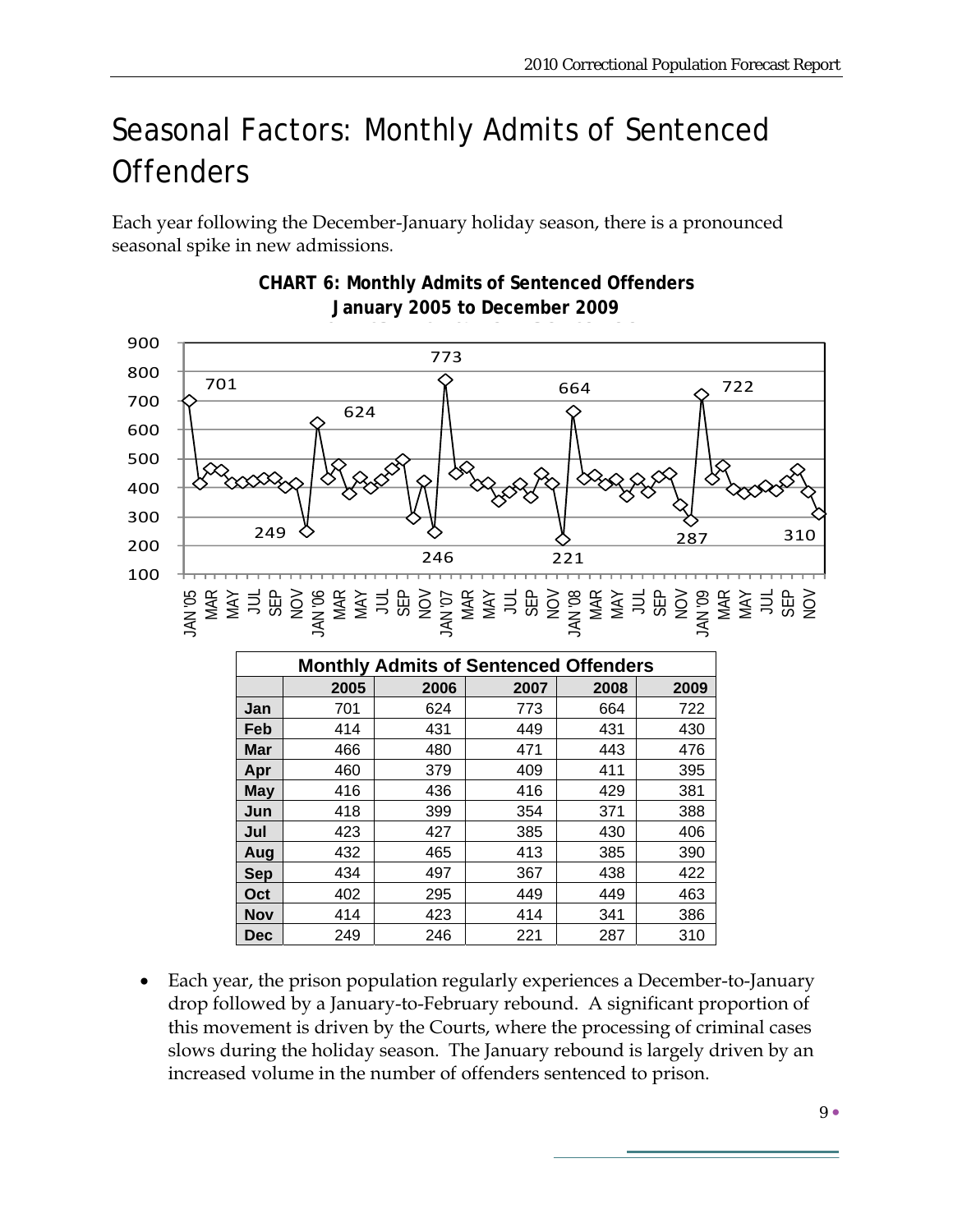# Seasonal Factors: Monthly Admits of Sentenced Offenders

Each year following the December-January holiday season, there is a pronounced seasonal spike in new admissions.

**CHART 6: Monthly Admits of Sentenced Offenders January 2005 to December 2009**

| Monthly Admits of Sentenced Offenders | | | | | |
|---|---|---|---|---|---|
| | **2005** | **2006** | **2007** | **2008** | **2009** |
| **Jan** | 701 | 624 | 773 | 664 | 722 |
| **Feb** | 414 | 431 | 449 | 431 | 430 |
| **Mar** | 466 | 480 | 471 | 443 | 476 |
| **Apr** | 460 | 379 | 409 | 411 | 395 |
| **May** | 416 | 436 | 416 | 429 | 381 |
| **Jun** | 418 | 399 | 354 | 371 | 388 |
| **Jul** | 423 | 427 | 385 | 430 | 406 |
| **Aug** | 432 | 465 | 413 | 385 | 390 |
| **Sep** | 434 | 497 | 367 | 438 | 422 |
| **Oct** | 402 | 295 | 449 | 449 | 463 |
| **Nov** | 414 | 423 | 414 | 341 | 386 |
| **Dec** | 249 | 246 | 221 | 287 | 310 |

- Each year, the prison population regularly experiences a December-to-January drop followed by a January-to-February rebound. A significant proportion of this movement is driven by the Courts, where the processing of criminal cases slows during the holiday season. The January rebound is largely driven by an increased volume in the number of offenders sentenced to prison.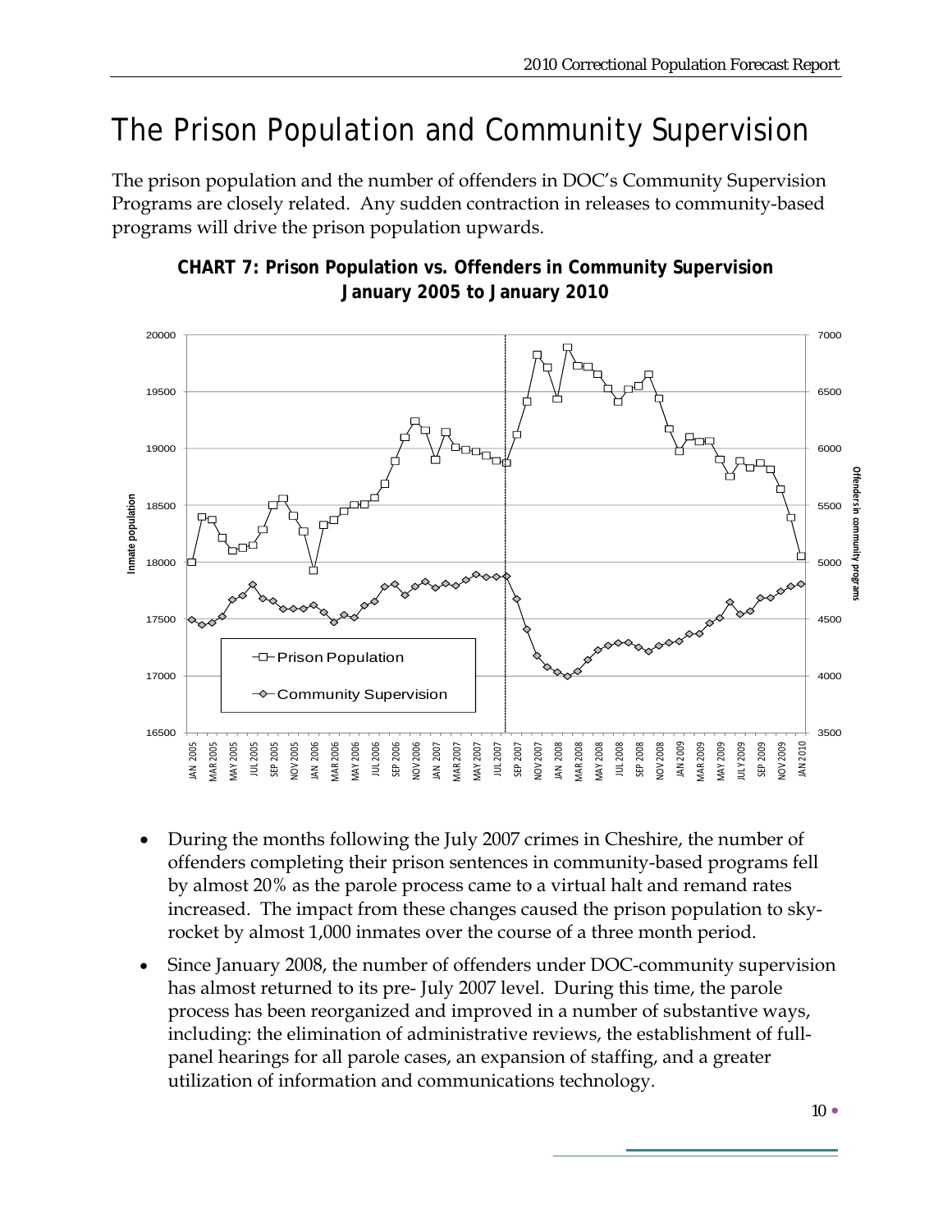# The Prison Population and Community Supervision

The prison population and the number of offenders in DOC's Community Supervision Programs are closely related. Any sudden contraction in releases to community-based programs will drive the prison population upwards.

**CHART 7: Prison Population vs. Offenders in Community Supervision January 2005 to January 2010**

- During the months following the July 2007 crimes in Cheshire, the number of offenders completing their prison sentences in community-based programs fell by almost 20% as the parole process came to a virtual halt and remand rates increased. The impact from these changes caused the prison population to sky-rocket by almost 1,000 inmates over the course of a three month period.
- Since January 2008, the number of offenders under DOC-community supervision has almost returned to its pre- July 2007 level. During this time, the parole process has been reorganized and improved in a number of substantive ways, including: the elimination of administrative reviews, the establishment of full-panel hearings for all parole cases, an expansion of staffing, and a greater utilization of information and communications technology.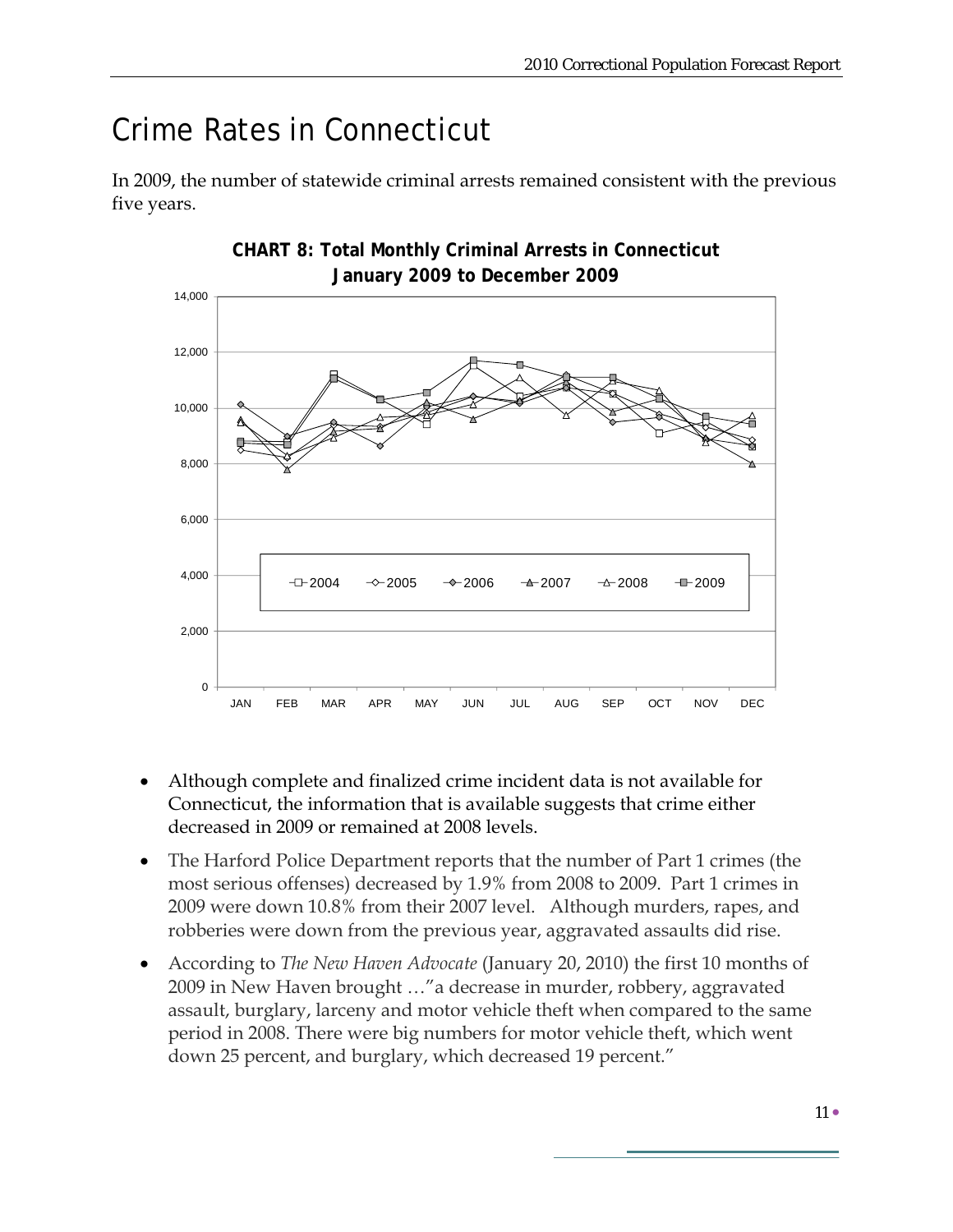# Crime Rates in Connecticut

In 2009, the number of statewide criminal arrests remained consistent with the previous five years.

**CHART 8: Total Monthly Criminal Arrests in Connecticut January 2009 to December 2009**

- Although complete and finalized crime incident data is not available for Connecticut, the information that is available suggests that crime either decreased in 2009 or remained at 2008 levels.
- The Harford Police Department reports that the number of Part 1 crimes (the most serious offenses) decreased by 1.9% from 2008 to 2009. Part 1 crimes in 2009 were down 10.8% from their 2007 level. Although murders, rapes, and robberies were down from the previous year, aggravated assaults did rise.
- According to *The New Haven Advocate* (January 20, 2010) the first 10 months of 2009 in New Haven brought …"a decrease in murder, robbery, aggravated assault, burglary, larceny and motor vehicle theft when compared to the same period in 2008. There were big numbers for motor vehicle theft, which went down 25 percent, and burglary, which decreased 19 percent."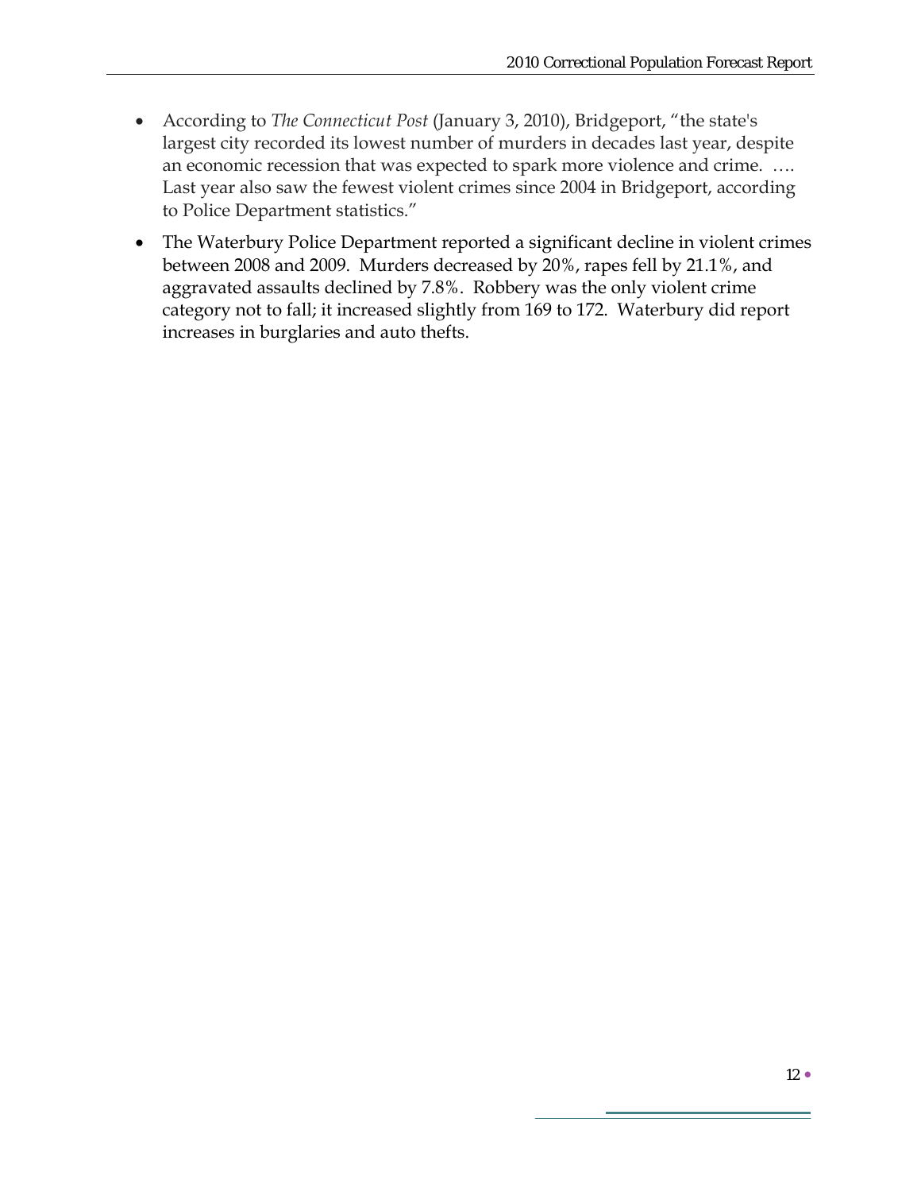- According to *The Connecticut Post* (January 3, 2010), Bridgeport, "the state's largest city recorded its lowest number of murders in decades last year, despite an economic recession that was expected to spark more violence and crime. …. Last year also saw the fewest violent crimes since 2004 in Bridgeport, according to Police Department statistics."
- The Waterbury Police Department reported a significant decline in violent crimes between 2008 and 2009. Murders decreased by 20%, rapes fell by 21.1%, and aggravated assaults declined by 7.8%. Robbery was the only violent crime category not to fall; it increased slightly from 169 to 172. Waterbury did report increases in burglaries and auto thefts.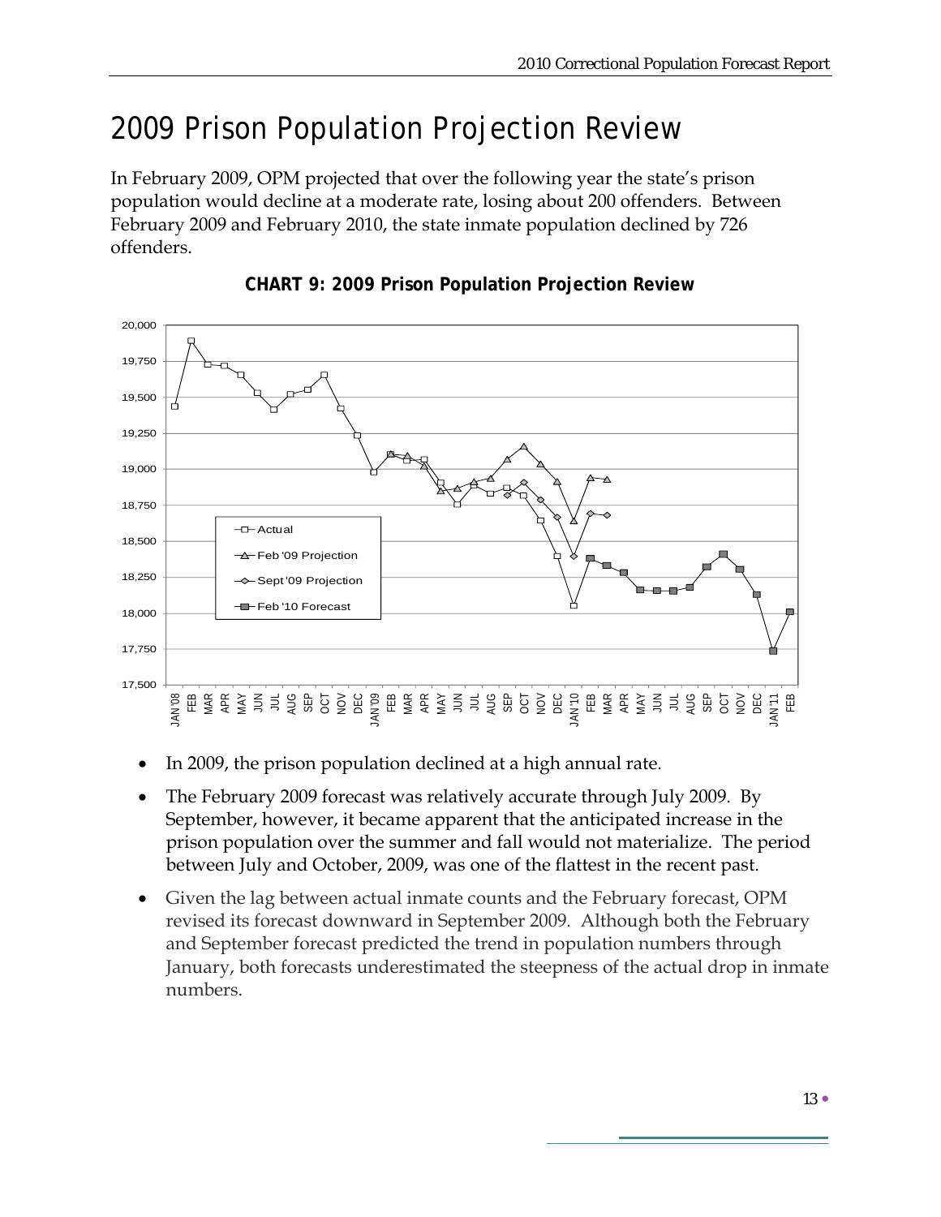# 2009 Prison Population Projection Review

In February 2009, OPM projected that over the following year the state's prison population would decline at a moderate rate, losing about 200 offenders. Between February 2009 and February 2010, the state inmate population declined by 726 offenders.

**CHART 9: 2009 Prison Population Projection Review**

- In 2009, the prison population declined at a high annual rate.
- The February 2009 forecast was relatively accurate through July 2009. By September, however, it became apparent that the anticipated increase in the prison population over the summer and fall would not materialize. The period between July and October, 2009, was one of the flattest in the recent past.
- Given the lag between actual inmate counts and the February forecast, OPM revised its forecast downward in September 2009. Although both the February and September forecast predicted the trend in population numbers through January, both forecasts underestimated the steepness of the actual drop in inmate numbers.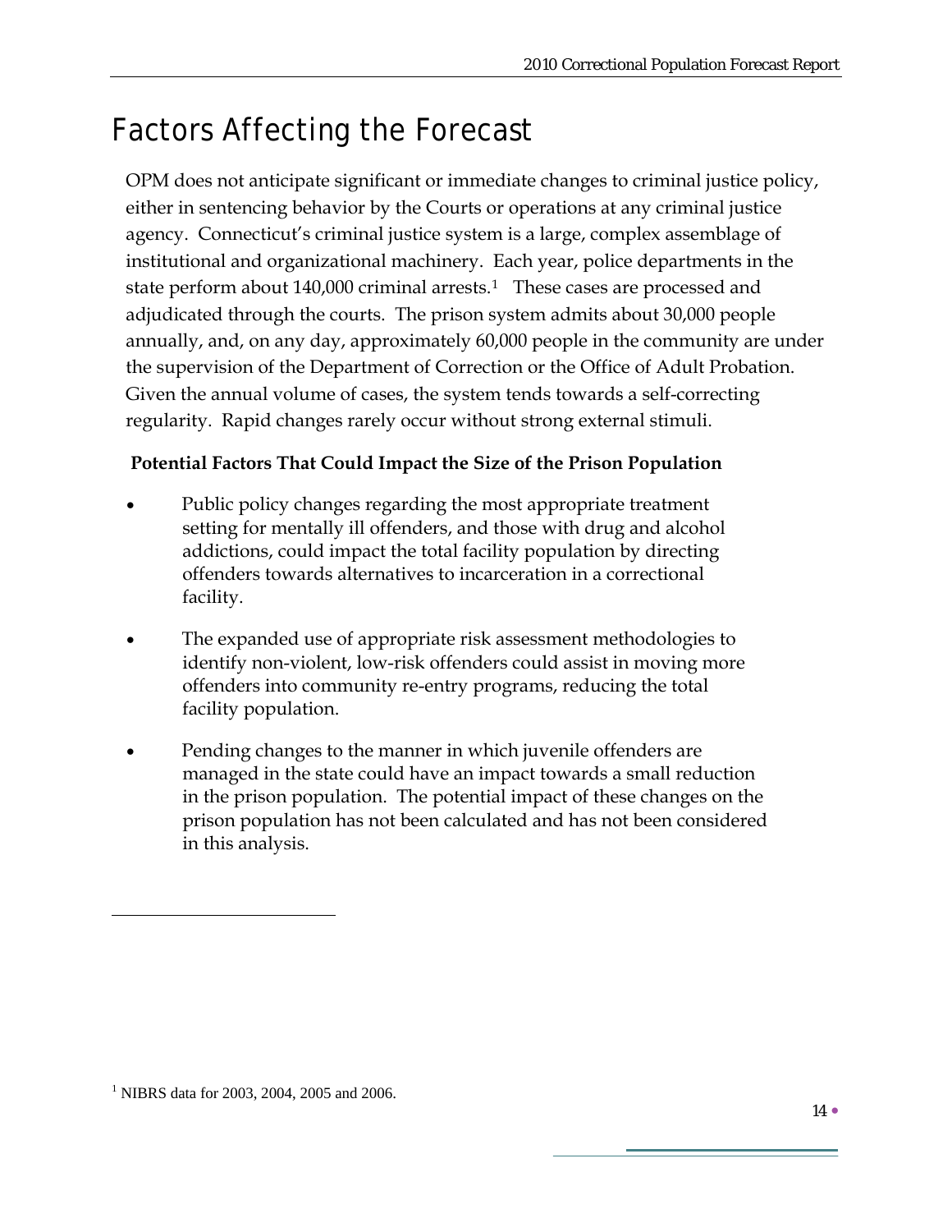# Factors Affecting the Forecast

OPM does not anticipate significant or immediate changes to criminal justice policy, either in sentencing behavior by the Courts or operations at any criminal justice agency. Connecticut's criminal justice system is a large, complex assemblage of institutional and organizational machinery. Each year, police departments in the state perform about 140,000 criminal arrests.[1] These cases are processed and adjudicated through the courts. The prison system admits about 30,000 people annually, and, on any day, approximately 60,000 people in the community are under the supervision of the Department of Correction or the Office of Adult Probation. Given the annual volume of cases, the system tends towards a self-correcting regularity. Rapid changes rarely occur without strong external stimuli.

**Potential Factors That Could Impact the Size of the Prison Population**

- Public policy changes regarding the most appropriate treatment setting for mentally ill offenders, and those with drug and alcohol addictions, could impact the total facility population by directing offenders towards alternatives to incarceration in a correctional facility.
- The expanded use of appropriate risk assessment methodologies to identify non-violent, low-risk offenders could assist in moving more offenders into community re-entry programs, reducing the total facility population.
- Pending changes to the manner in which juvenile offenders are managed in the state could have an impact towards a small reduction in the prison population. The potential impact of these changes on the prison population has not been calculated and has not been considered in this analysis.

[1] NIBRS data for 2003, 2004, 2005 and 2006.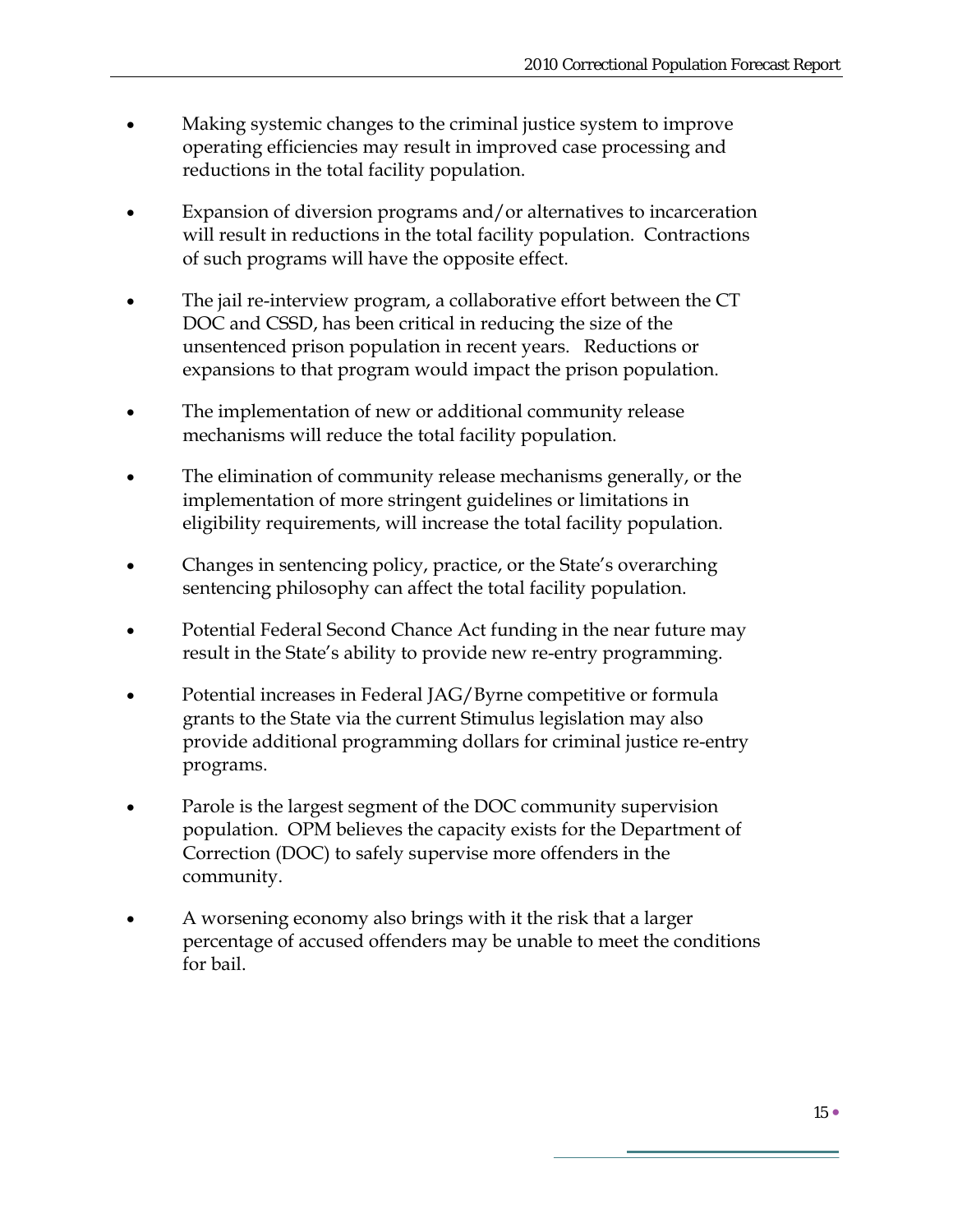- Making systemic changes to the criminal justice system to improve operating efficiencies may result in improved case processing and reductions in the total facility population.

- Expansion of diversion programs and/or alternatives to incarceration will result in reductions in the total facility population. Contractions of such programs will have the opposite effect.

- The jail re-interview program, a collaborative effort between the CT DOC and CSSD, has been critical in reducing the size of the unsentenced prison population in recent years. Reductions or expansions to that program would impact the prison population.

- The implementation of new or additional community release mechanisms will reduce the total facility population.

- The elimination of community release mechanisms generally, or the implementation of more stringent guidelines or limitations in eligibility requirements, will increase the total facility population.

- Changes in sentencing policy, practice, or the State's overarching sentencing philosophy can affect the total facility population.

- Potential Federal Second Chance Act funding in the near future may result in the State's ability to provide new re-entry programming.

- Potential increases in Federal JAG/Byrne competitive or formula grants to the State via the current Stimulus legislation may also provide additional programming dollars for criminal justice re-entry programs.

- Parole is the largest segment of the DOC community supervision population. OPM believes the capacity exists for the Department of Correction (DOC) to safely supervise more offenders in the community.

- A worsening economy also brings with it the risk that a larger percentage of accused offenders may be unable to meet the conditions for bail.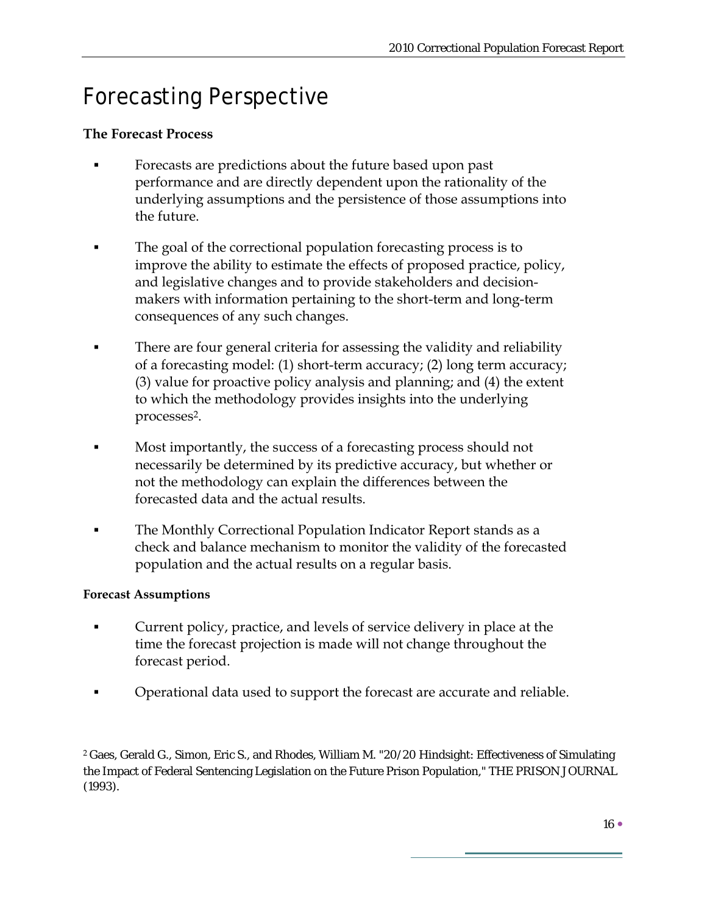# Forecasting Perspective

**The Forecast Process**

- Forecasts are predictions about the future based upon past performance and are directly dependent upon the rationality of the underlying assumptions and the persistence of those assumptions into the future.

- The goal of the correctional population forecasting process is to improve the ability to estimate the effects of proposed practice, policy, and legislative changes and to provide stakeholders and decision-makers with information pertaining to the short-term and long-term consequences of any such changes.

- There are four general criteria for assessing the validity and reliability of a forecasting model: (1) short-term accuracy; (2) long term accuracy; (3) value for proactive policy analysis and planning; and (4) the extent to which the methodology provides insights into the underlying processes[2].

- Most importantly, the success of a forecasting process should not necessarily be determined by its predictive accuracy, but whether or not the methodology can explain the differences between the forecasted data and the actual results.

- The Monthly Correctional Population Indicator Report stands as a check and balance mechanism to monitor the validity of the forecasted population and the actual results on a regular basis.

**Forecast Assumptions**

- Current policy, practice, and levels of service delivery in place at the time the forecast projection is made will not change throughout the forecast period.

- Operational data used to support the forecast are accurate and reliable.

[2] Gaes, Gerald G., Simon, Eric S., and Rhodes, William M. "20/20 Hindsight: Effectiveness of Simulating the Impact of Federal Sentencing Legislation on the Future Prison Population," THE PRISON JOURNAL (1993).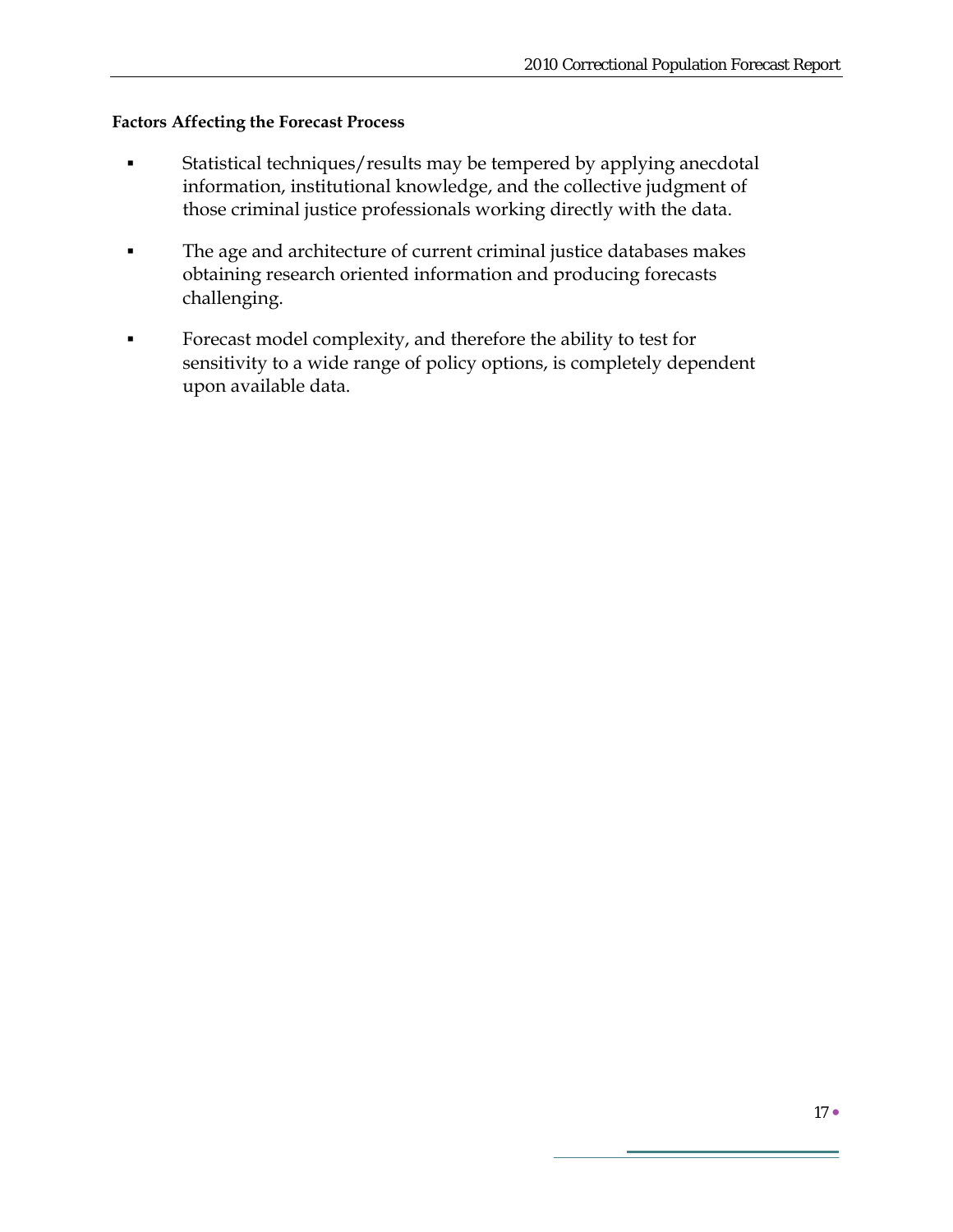**Factors Affecting the Forecast Process**

- Statistical techniques/results may be tempered by applying anecdotal information, institutional knowledge, and the collective judgment of those criminal justice professionals working directly with the data.
- The age and architecture of current criminal justice databases makes obtaining research oriented information and producing forecasts challenging.
- Forecast model complexity, and therefore the ability to test for sensitivity to a wide range of policy options, is completely dependent upon available data.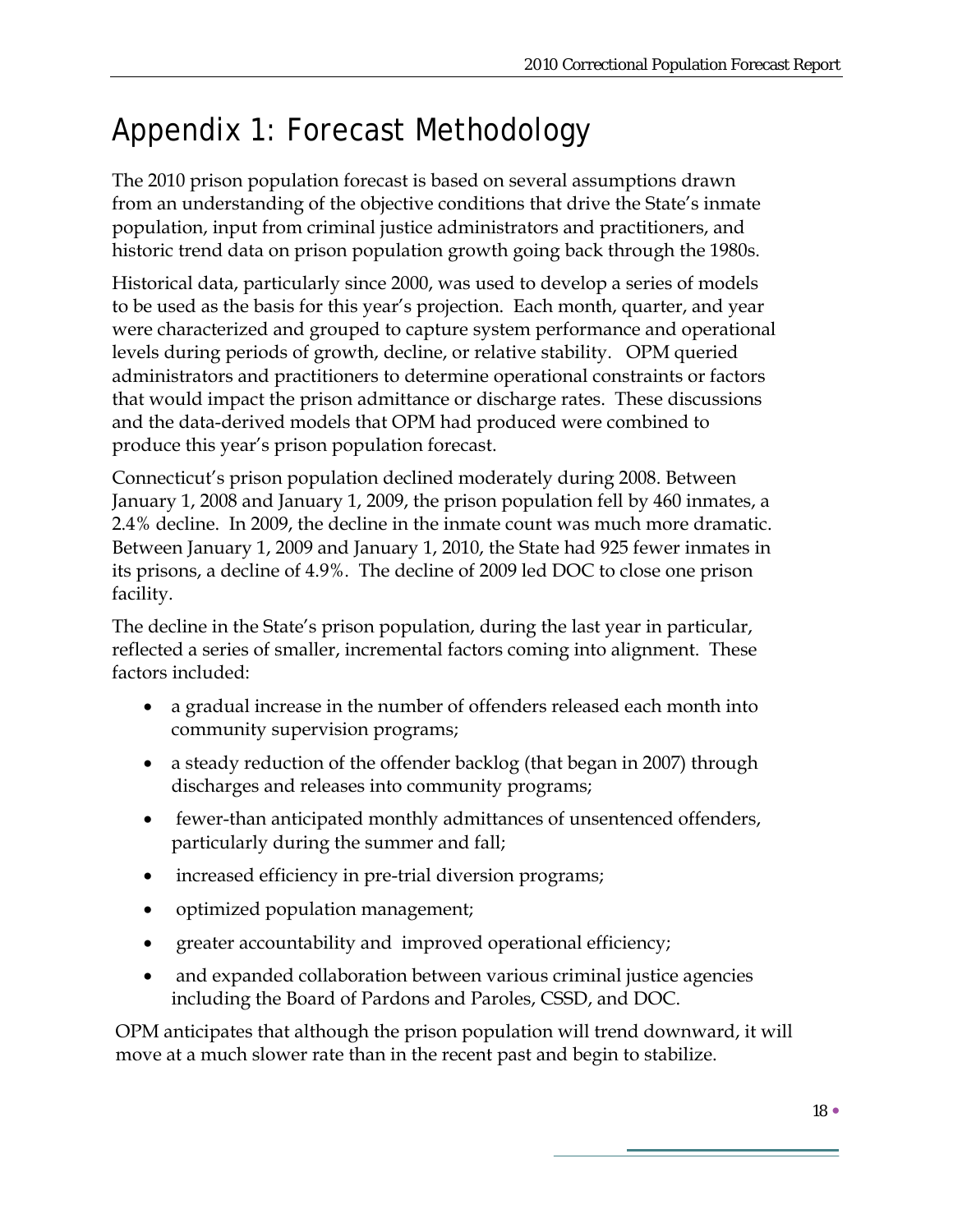# Appendix 1: Forecast Methodology

The 2010 prison population forecast is based on several assumptions drawn from an understanding of the objective conditions that drive the State's inmate population, input from criminal justice administrators and practitioners, and historic trend data on prison population growth going back through the 1980s.

Historical data, particularly since 2000, was used to develop a series of models to be used as the basis for this year's projection. Each month, quarter, and year were characterized and grouped to capture system performance and operational levels during periods of growth, decline, or relative stability. OPM queried administrators and practitioners to determine operational constraints or factors that would impact the prison admittance or discharge rates. These discussions and the data-derived models that OPM had produced were combined to produce this year's prison population forecast.

Connecticut's prison population declined moderately during 2008. Between January 1, 2008 and January 1, 2009, the prison population fell by 460 inmates, a 2.4% decline. In 2009, the decline in the inmate count was much more dramatic. Between January 1, 2009 and January 1, 2010, the State had 925 fewer inmates in its prisons, a decline of 4.9%. The decline of 2009 led DOC to close one prison facility.

The decline in the State's prison population, during the last year in particular, reflected a series of smaller, incremental factors coming into alignment. These factors included:

- a gradual increase in the number of offenders released each month into community supervision programs;
- a steady reduction of the offender backlog (that began in 2007) through discharges and releases into community programs;
- fewer-than anticipated monthly admittances of unsentenced offenders, particularly during the summer and fall;
- increased efficiency in pre-trial diversion programs;
- optimized population management;
- greater accountability and improved operational efficiency;
- and expanded collaboration between various criminal justice agencies including the Board of Pardons and Paroles, CSSD, and DOC.

OPM anticipates that although the prison population will trend downward, it will move at a much slower rate than in the recent past and begin to stabilize.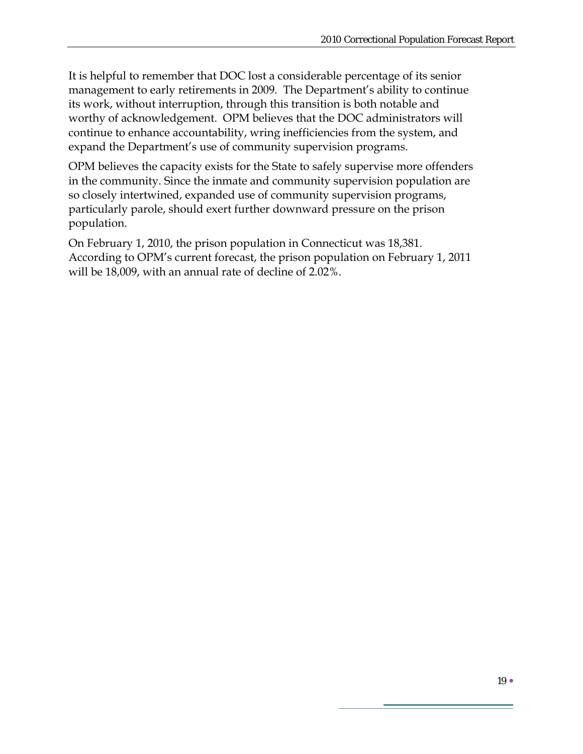It is helpful to remember that DOC lost a considerable percentage of its senior management to early retirements in 2009. The Department's ability to continue its work, without interruption, through this transition is both notable and worthy of acknowledgement. OPM believes that the DOC administrators will continue to enhance accountability, wring inefficiencies from the system, and expand the Department's use of community supervision programs.

OPM believes the capacity exists for the State to safely supervise more offenders in the community. Since the inmate and community supervision population are so closely intertwined, expanded use of community supervision programs, particularly parole, should exert further downward pressure on the prison population.

On February 1, 2010, the prison population in Connecticut was 18,381. According to OPM's current forecast, the prison population on February 1, 2011 will be 18,009, with an annual rate of decline of 2.02%.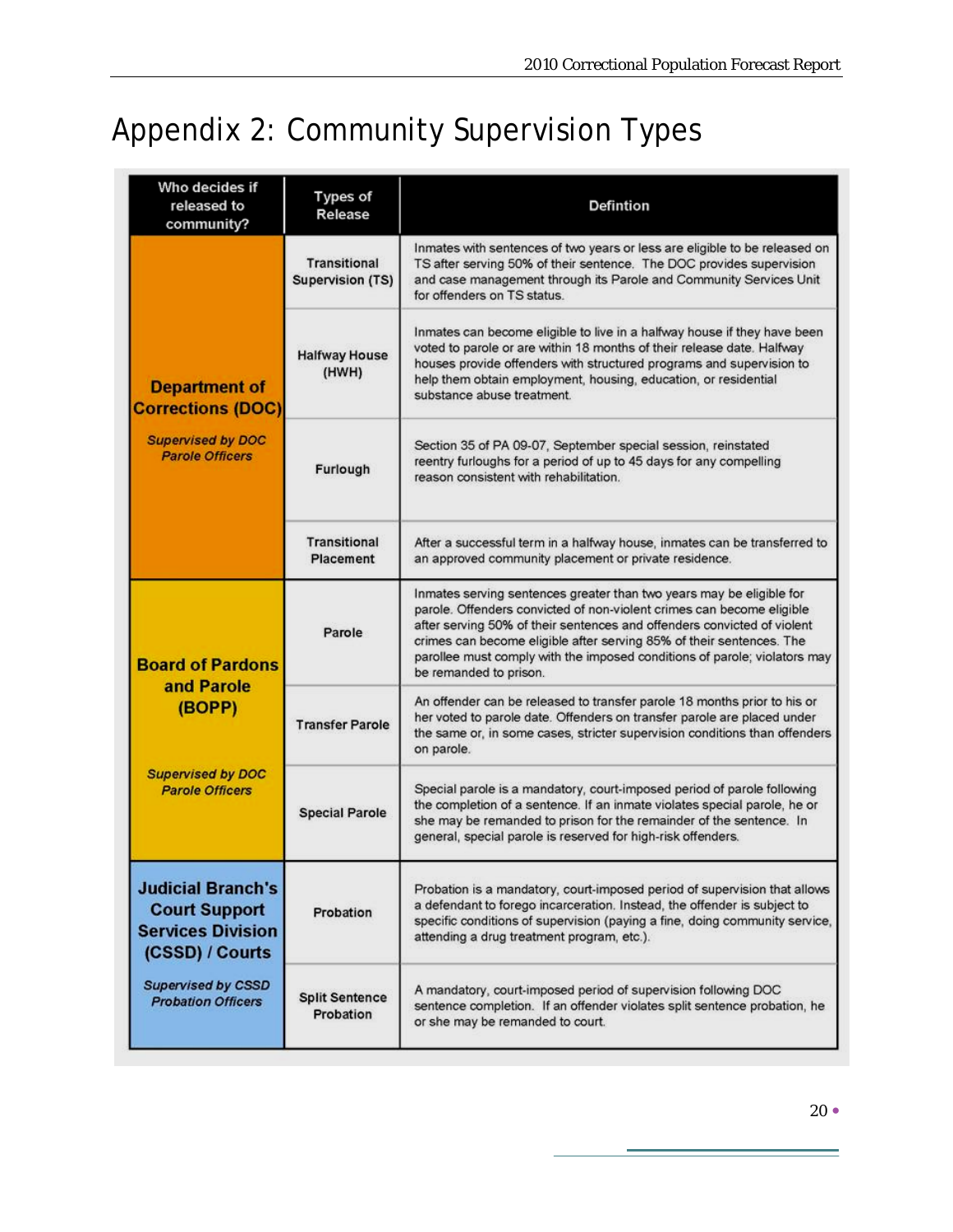# Appendix 2: Community Supervision Types

| Who decides if released to community? | Types of Release | Defintion |
|---|---|---|
| **Department of Corrections (DOC)** *Supervised by DOC Parole Officers* | Transitional Supervision (TS) | Inmates with sentences of two years or less are eligible to be released on TS after serving 50% of their sentence. The DOC provides supervision and case management through its Parole and Community Services Unit for offenders on TS status. |
| | Halfway House (HWH) | Inmates can become eligible to live in a halfway house if they have been voted to parole or are within 18 months of their release date. Halfway houses provide offenders with structured programs and supervision to help them obtain employment, housing, education, or residential substance abuse treatment. |
| | Furlough | Section 35 of PA 09-07, September special session, reinstated reentry furloughs for a period of up to 45 days for any compelling reason consistent with rehabilitation. |
| | Transitional Placement | After a successful term in a halfway house, inmates can be transferred to an approved community placement or private residence. |
| **Board of Pardons and Parole (BOPP)** *Supervised by DOC Parole Officers* | Parole | Inmates serving sentences greater than two years may be eligible for parole. Offenders convicted of non-violent crimes can become eligible after serving 50% of their sentences and offenders convicted of violent crimes can become eligible after serving 85% of their sentences. The parolee must comply with the imposed conditions of parole; violators may be remanded to prison. |
| | Transfer Parole | An offender can be released to transfer parole 18 months prior to his or her voted to parole date. Offenders on transfer parole are placed under the same or, in some cases, stricter supervision conditions than offenders on parole. |
| | Special Parole | Special parole is a mandatory, court-imposed period of parole following the completion of a sentence. If an inmate violates special parole, he or she may be remanded to prison for the remainder of the sentence. In general, special parole is reserved for high-risk offenders. |
| **Judicial Branch's Court Support Services Division (CSSD) / Courts** *Supervised by CSSD Probation Officers* | Probation | Probation is a mandatory, court-imposed period of supervision that allows a defendant to forego incarceration. Instead, the offender is subject to specific conditions of supervision (paying a fine, doing community service, attending a drug treatment program, etc.). |
| | Split Sentence Probation | A mandatory, court-imposed period of supervision following DOC sentence completion. If an offender violates split sentence probation, he or she may be remanded to court. |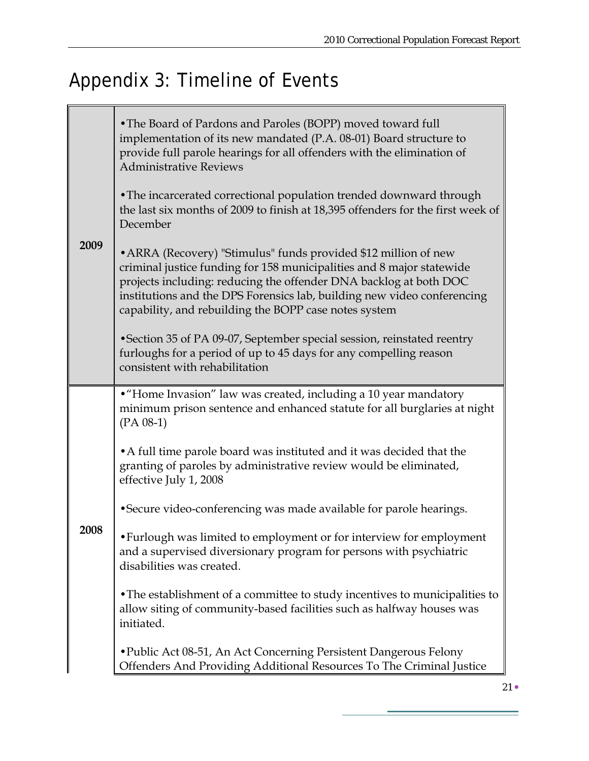# Appendix 3: Timeline of Events

| | |
|---|---|
| **2009** | •The Board of Pardons and Paroles (BOPP) moved toward full implementation of its new mandated (P.A. 08-01) Board structure to provide full parole hearings for all offenders with the elimination of Administrative Reviews<br><br>•The incarcerated correctional population trended downward through the last six months of 2009 to finish at 18,395 offenders for the first week of December<br><br>•ARRA (Recovery) "Stimulus" funds provided $12 million of new criminal justice funding for 158 municipalities and 8 major statewide projects including: reducing the offender DNA backlog at both DOC institutions and the DPS Forensics lab, building new video conferencing capability, and rebuilding the BOPP case notes system<br><br>•Section 35 of PA 09-07, September special session, reinstated reentry furloughs for a period of up to 45 days for any compelling reason consistent with rehabilitation |
| **2008** | •"Home Invasion" law was created, including a 10 year mandatory minimum prison sentence and enhanced statute for all burglaries at night (PA 08-1)<br><br>•A full time parole board was instituted and it was decided that the granting of paroles by administrative review would be eliminated, effective July 1, 2008<br><br>•Secure video-conferencing was made available for parole hearings.<br><br>•Furlough was limited to employment or for interview for employment and a supervised diversionary program for persons with psychiatric disabilities was created.<br><br>•The establishment of a committee to study incentives to municipalities to allow siting of community-based facilities such as halfway houses was initiated.<br><br>•Public Act 08-51, An Act Concerning Persistent Dangerous Felony Offenders And Providing Additional Resources To The Criminal Justice |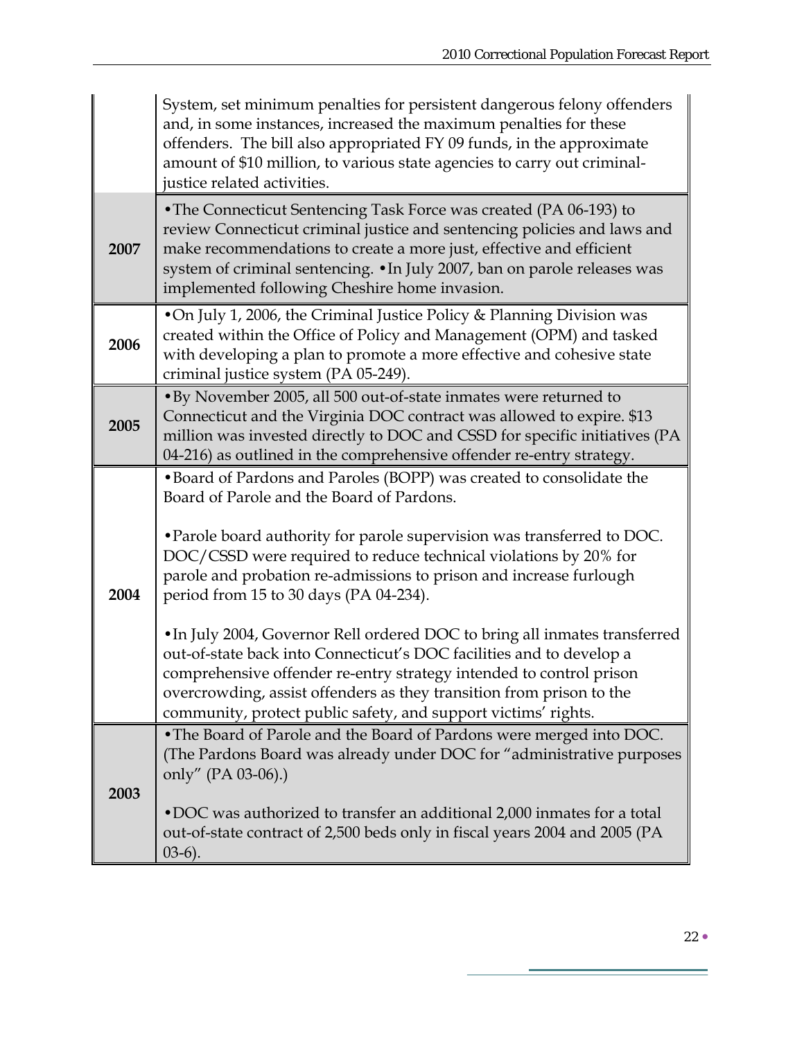| | |
|---|---|
| | System, set minimum penalties for persistent dangerous felony offenders and, in some instances, increased the maximum penalties for these offenders. The bill also appropriated FY 09 funds, in the approximate amount of $10 million, to various state agencies to carry out criminal-justice related activities. |
| **2007** | •The Connecticut Sentencing Task Force was created (PA 06-193) to review Connecticut criminal justice and sentencing policies and laws and make recommendations to create a more just, effective and efficient system of criminal sentencing. •In July 2007, ban on parole releases was implemented following Cheshire home invasion. |
| **2006** | •On July 1, 2006, the Criminal Justice Policy & Planning Division was created within the Office of Policy and Management (OPM) and tasked with developing a plan to promote a more effective and cohesive state criminal justice system (PA 05-249). |
| **2005** | •By November 2005, all 500 out-of-state inmates were returned to Connecticut and the Virginia DOC contract was allowed to expire. $13 million was invested directly to DOC and CSSD for specific initiatives (PA 04-216) as outlined in the comprehensive offender re-entry strategy. |
| **2004** | •Board of Pardons and Paroles (BOPP) was created to consolidate the Board of Parole and the Board of Pardons.<br><br>•Parole board authority for parole supervision was transferred to DOC. DOC/CSSD were required to reduce technical violations by 20% for parole and probation re-admissions to prison and increase furlough period from 15 to 30 days (PA 04-234).<br><br>•In July 2004, Governor Rell ordered DOC to bring all inmates transferred out-of-state back into Connecticut's DOC facilities and to develop a comprehensive offender re-entry strategy intended to control prison overcrowding, assist offenders as they transition from prison to the community, protect public safety, and support victims' rights. |
| **2003** | •The Board of Parole and the Board of Pardons were merged into DOC. (The Pardons Board was already under DOC for "administrative purposes only" (PA 03-06).)<br><br>•DOC was authorized to transfer an additional 2,000 inmates for a total out-of-state contract of 2,500 beds only in fiscal years 2004 and 2005 (PA 03-6). |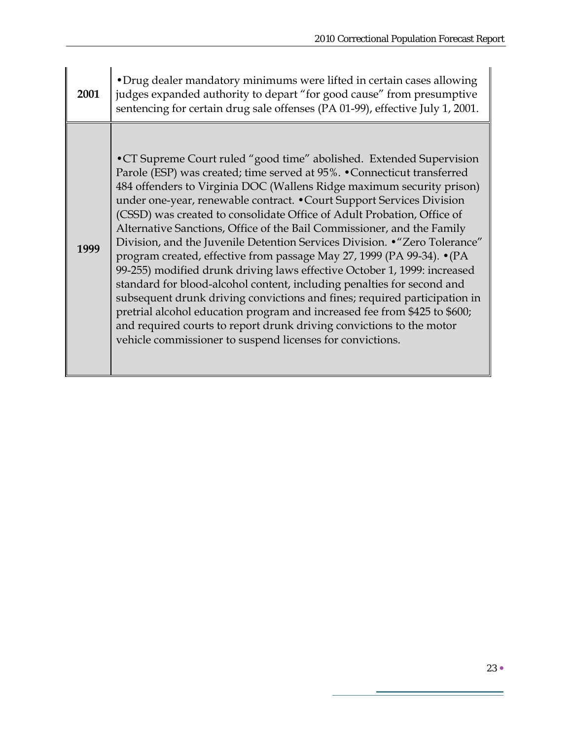| | |
|---|---|
| **2001** | •Drug dealer mandatory minimums were lifted in certain cases allowing judges expanded authority to depart "for good cause" from presumptive sentencing for certain drug sale offenses (PA 01-99), effective July 1, 2001. |
| **1999** | •CT Supreme Court ruled "good time" abolished. Extended Supervision Parole (ESP) was created; time served at 95%. •Connecticut transferred 484 offenders to Virginia DOC (Wallens Ridge maximum security prison) under one-year, renewable contract. •Court Support Services Division (CSSD) was created to consolidate Office of Adult Probation, Office of Alternative Sanctions, Office of the Bail Commissioner, and the Family Division, and the Juvenile Detention Services Division. •"Zero Tolerance" program created, effective from passage May 27, 1999 (PA 99-34). •(PA 99-255) modified drunk driving laws effective October 1, 1999: increased standard for blood-alcohol content, including penalties for second and subsequent drunk driving convictions and fines; required participation in pretrial alcohol education program and increased fee from $425 to $600; and required courts to report drunk driving convictions to the motor vehicle commissioner to suspend licenses for convictions. |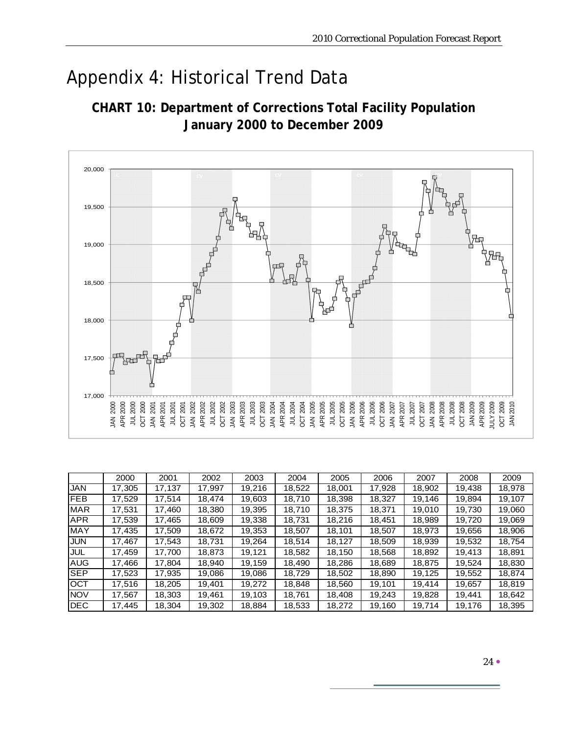# Appendix 4: Historical Trend Data

## CHART 10: Department of Corrections Total Facility Population January 2000 to December 2009

20,000
19,500
19,000
18,500
18,000
17,500
17,000

JAN 2000 APR 2000 JUL 2000 OCT 2000 JAN 2001 APR 2001 JUL 2001 OCT 2001 JAN 2002 APR 2002 JUL 2002 OCT 2002 JAN 2003 APR 2003 JUL 2003 OCT 2003 JAN 2004 APR 2004 JUL 2004 OCT 2004 JAN 2005 APR 2005 JUL 2005 OCT 2005 JAN 2006 APR 2006 JUL 2006 OCT 2006 JAN 2007 APR 2007 JUL 2007 OCT 2007 JAN 2008 APR 2008 JUL 2008 OCT 2008 JAN 2009 APR 2009 JULY 2009 OCT 2009 JAN 2010

| | 2000 | 2001 | 2002 | 2003 | 2004 | 2005 | 2006 | 2007 | 2008 | 2009 |
|---|---|---|---|---|---|---|---|---|---|---|
| JAN | 17,305 | 17,137 | 17,997 | 19,216 | 18,522 | 18,001 | 17,928 | 18,902 | 19,438 | 18,978 |
| FEB | 17,529 | 17,514 | 18,474 | 19,603 | 18,710 | 18,398 | 18,327 | 19,146 | 19,894 | 19,107 |
| MAR | 17,531 | 17,460 | 18,380 | 19,395 | 18,710 | 18,375 | 18,371 | 19,010 | 19,730 | 19,060 |
| APR | 17,539 | 17,465 | 18,609 | 19,338 | 18,731 | 18,216 | 18,451 | 18,989 | 19,720 | 19,069 |
| MAY | 17,435 | 17,509 | 18,672 | 19,353 | 18,507 | 18,101 | 18,507 | 18,973 | 19,656 | 18,906 |
| JUN | 17,467 | 17,543 | 18,731 | 19,264 | 18,514 | 18,127 | 18,509 | 18,939 | 19,532 | 18,754 |
| JUL | 17,459 | 17,700 | 18,873 | 19,121 | 18,582 | 18,150 | 18,568 | 18,892 | 19,413 | 18,891 |
| AUG | 17,466 | 17,804 | 18,940 | 19,159 | 18,490 | 18,286 | 18,689 | 18,875 | 19,524 | 18,830 |
| SEP | 17,523 | 17,935 | 19,086 | 19,086 | 18,729 | 18,502 | 18,890 | 19,125 | 19,552 | 18,874 |
| OCT | 17,516 | 18,205 | 19,401 | 19,272 | 18,848 | 18,560 | 19,101 | 19,414 | 19,657 | 18,819 |
| NOV | 17,567 | 18,303 | 19,461 | 19,103 | 18,761 | 18,408 | 19,243 | 19,828 | 19,441 | 18,642 |
| DEC | 17,445 | 18,304 | 19,302 | 18,884 | 18,533 | 18,272 | 19,160 | 19,714 | 19,176 | 18,395 |